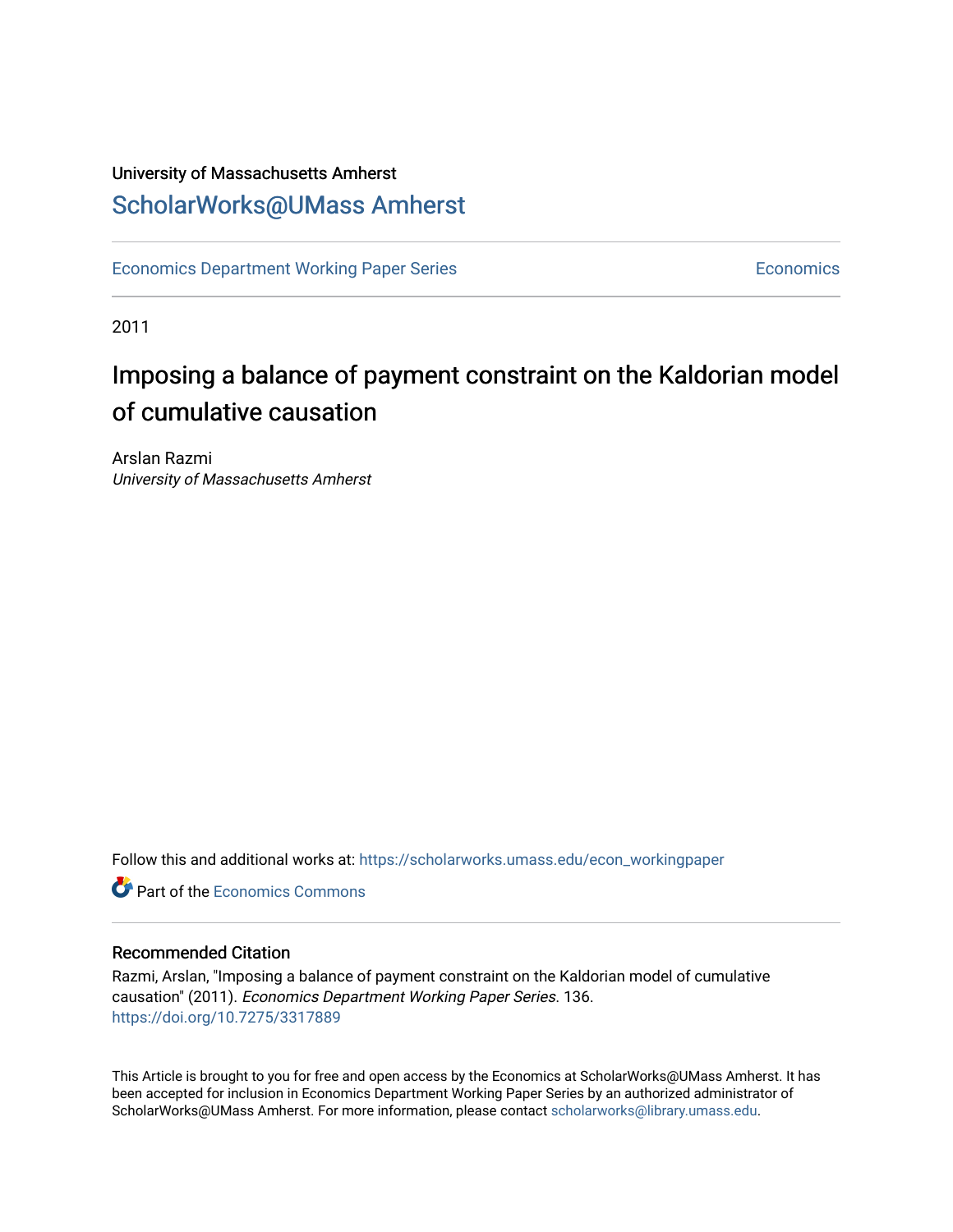University of Massachusetts Amherst

ScholarWorks@UMass Amherst

Economics Department Working Paper Series | Economics

2011

# Imposing a balance of payment constraint on the Kaldorian model of cumulative causation

Arslan Razmi

*University of Massachusetts Amherst*

Follow this and additional works at: https://scholarworks.umass.edu/econ_workingpaper

Part of the Economics Commons

## Recommended Citation

Razmi, Arslan, "Imposing a balance of payment constraint on the Kaldorian model of cumulative causation" (2011). *Economics Department Working Paper Series*. 136.
https://doi.org/10.7275/3317889

This Article is brought to you for free and open access by the Economics at ScholarWorks@UMass Amherst. It has been accepted for inclusion in Economics Department Working Paper Series by an authorized administrator of ScholarWorks@UMass Amherst. For more information, please contact scholarworks@library.umass.edu.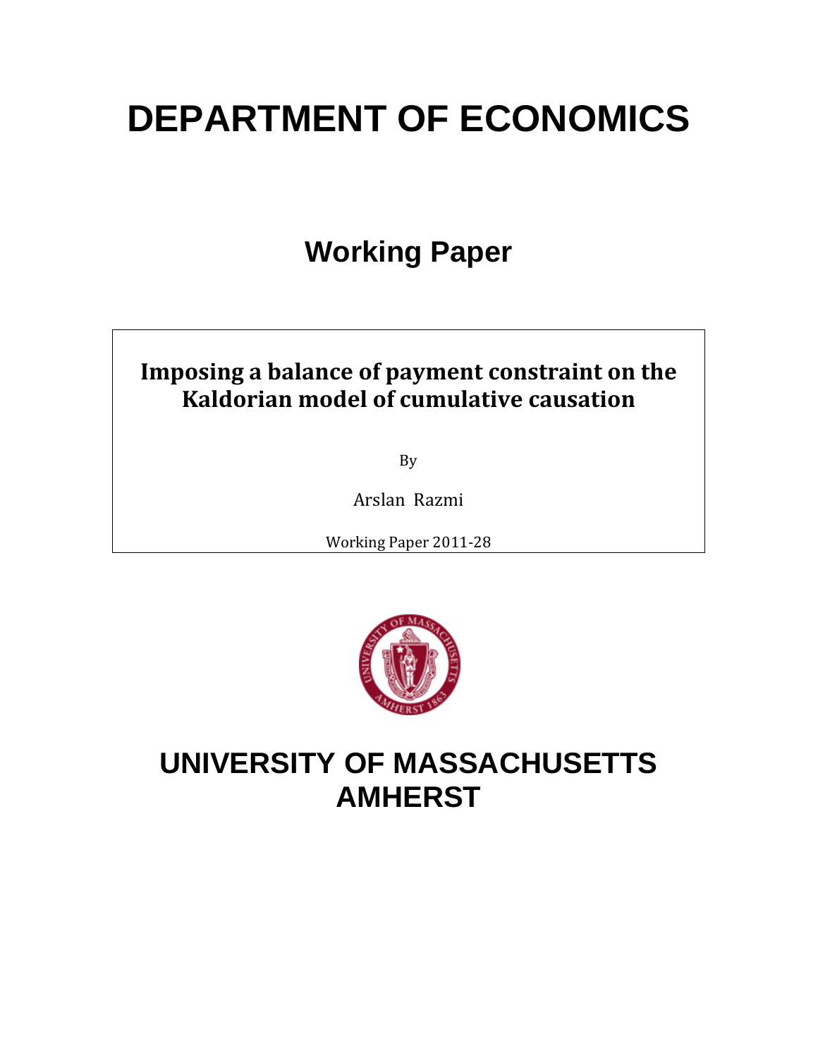# DEPARTMENT OF ECONOMICS

## Working Paper

**Imposing a balance of payment constraint on the Kaldorian model of cumulative causation**

By

Arslan Razmi

Working Paper 2011-28

# UNIVERSITY OF MASSACHUSETTS AMHERST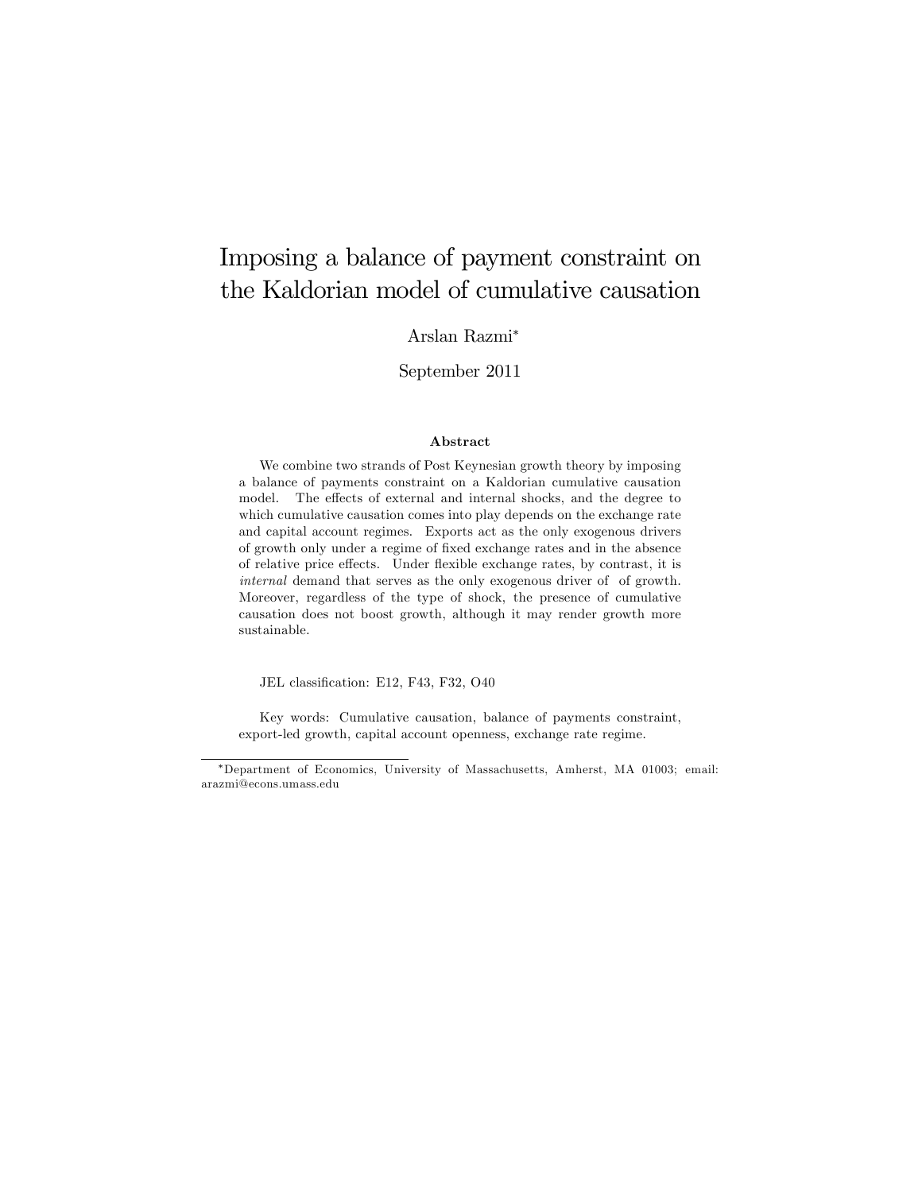# Imposing a balance of payment constraint on the Kaldorian model of cumulative causation

Arslan Razmi[*]

September 2011

**Abstract**

We combine two strands of Post Keynesian growth theory by imposing a balance of payments constraint on a Kaldorian cumulative causation model. The effects of external and internal shocks, and the degree to which cumulative causation comes into play depends on the exchange rate and capital account regimes. Exports act as the only exogenous drivers of growth only under a regime of fixed exchange rates and in the absence of relative price effects. Under flexible exchange rates, by contrast, it is *internal* demand that serves as the only exogenous driver of of growth. Moreover, regardless of the type of shock, the presence of cumulative causation does not boost growth, although it may render growth more sustainable.

JEL classification: E12, F43, F32, O40

Key words: Cumulative causation, balance of payments constraint, export-led growth, capital account openness, exchange rate regime.

[*] Department of Economics, University of Massachusetts, Amherst, MA 01003; email: arazmi@econs.umass.edu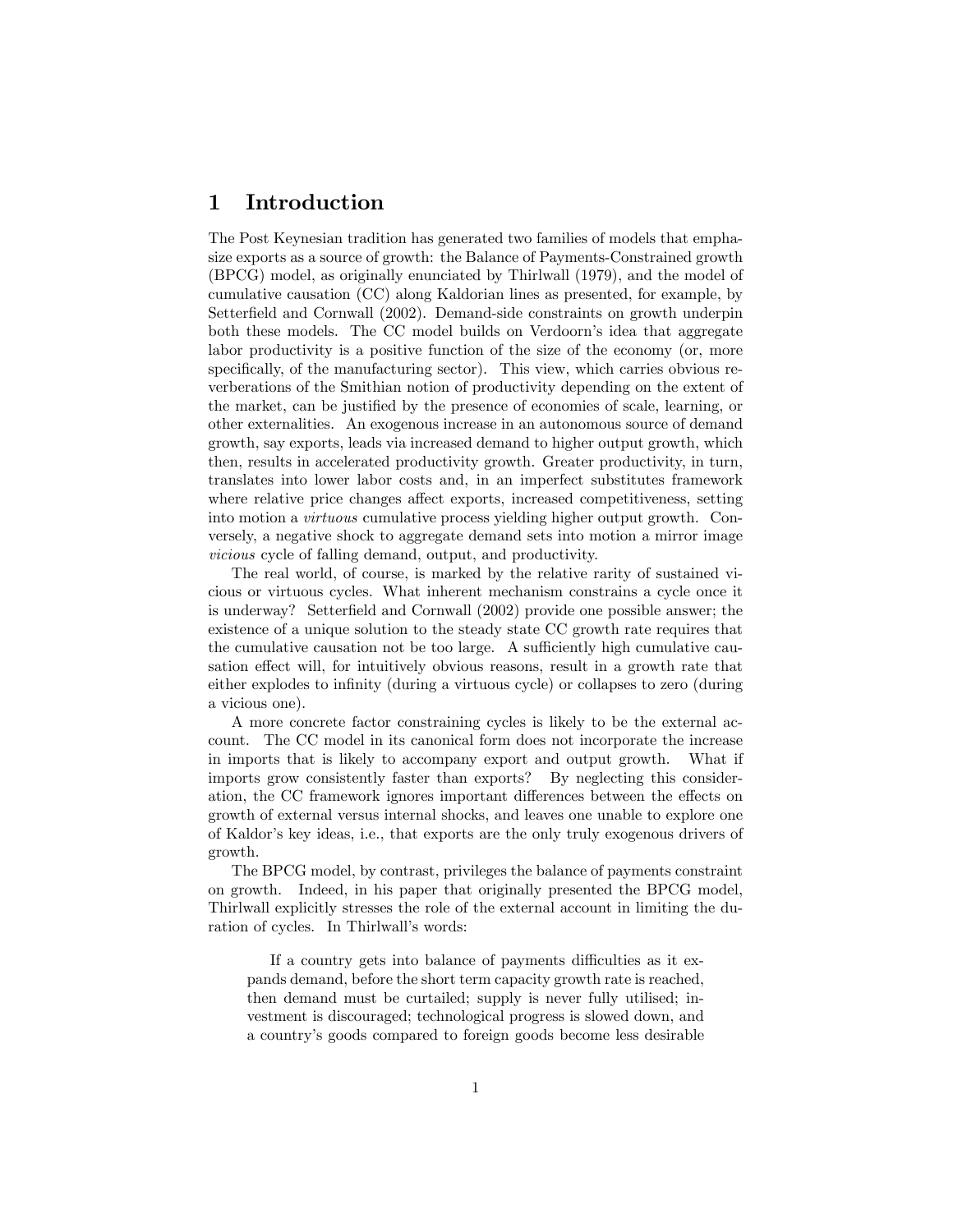# 1 Introduction

The Post Keynesian tradition has generated two families of models that emphasize exports as a source of growth: the Balance of Payments-Constrained growth (BPCG) model, as originally enunciated by Thirlwall (1979), and the model of cumulative causation (CC) along Kaldorian lines as presented, for example, by Setterfield and Cornwall (2002). Demand-side constraints on growth underpin both these models. The CC model builds on Verdoorn's idea that aggregate labor productivity is a positive function of the size of the economy (or, more specifically, of the manufacturing sector). This view, which carries obvious reverberations of the Smithian notion of productivity depending on the extent of the market, can be justified by the presence of economies of scale, learning, or other externalities. An exogenous increase in an autonomous source of demand growth, say exports, leads via increased demand to higher output growth, which then, results in accelerated productivity growth. Greater productivity, in turn, translates into lower labor costs and, in an imperfect substitutes framework where relative price changes affect exports, increased competitiveness, setting into motion a *virtuous* cumulative process yielding higher output growth. Conversely, a negative shock to aggregate demand sets into motion a mirror image *vicious* cycle of falling demand, output, and productivity.

The real world, of course, is marked by the relative rarity of sustained vicious or virtuous cycles. What inherent mechanism constrains a cycle once it is underway? Setterfield and Cornwall (2002) provide one possible answer; the existence of a unique solution to the steady state CC growth rate requires that the cumulative causation not be too large. A sufficiently high cumulative causation effect will, for intuitively obvious reasons, result in a growth rate that either explodes to infinity (during a virtuous cycle) or collapses to zero (during a vicious one).

A more concrete factor constraining cycles is likely to be the external account. The CC model in its canonical form does not incorporate the increase in imports that is likely to accompany export and output growth. What if imports grow consistently faster than exports? By neglecting this consideration, the CC framework ignores important differences between the effects on growth of external versus internal shocks, and leaves one unable to explore one of Kaldor's key ideas, i.e., that exports are the only truly exogenous drivers of growth.

The BPCG model, by contrast, privileges the balance of payments constraint on growth. Indeed, in his paper that originally presented the BPCG model, Thirlwall explicitly stresses the role of the external account in limiting the duration of cycles. In Thirlwall's words:

> If a country gets into balance of payments difficulties as it expands demand, before the short term capacity growth rate is reached, then demand must be curtailed; supply is never fully utilised; investment is discouraged; technological progress is slowed down, and a country's goods compared to foreign goods become less desirable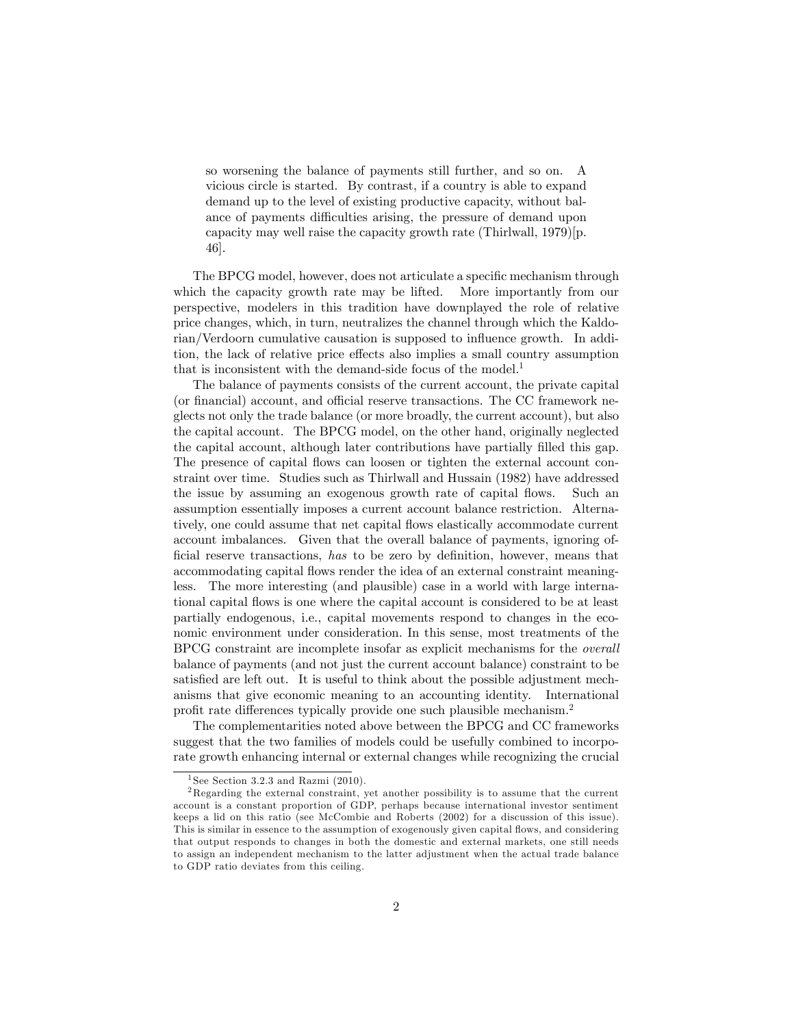> so worsening the balance of payments still further, and so on. A vicious circle is started. By contrast, if a country is able to expand demand up to the level of existing productive capacity, without balance of payments difficulties arising, the pressure of demand upon capacity may well raise the capacity growth rate (Thirlwall, 1979)[p. 46].

The BPCG model, however, does not articulate a specific mechanism through which the capacity growth rate may be lifted. More importantly from our perspective, modelers in this tradition have downplayed the role of relative price changes, which, in turn, neutralizes the channel through which the Kaldorian/Verdoorn cumulative causation is supposed to influence growth. In addition, the lack of relative price effects also implies a small country assumption that is inconsistent with the demand-side focus of the model.[1]

The balance of payments consists of the current account, the private capital (or financial) account, and official reserve transactions. The CC framework neglects not only the trade balance (or more broadly, the current account), but also the capital account. The BPCG model, on the other hand, originally neglected the capital account, although later contributions have partially filled this gap. The presence of capital flows can loosen or tighten the external account constraint over time. Studies such as Thirlwall and Hussain (1982) have addressed the issue by assuming an exogenous growth rate of capital flows. Such an assumption essentially imposes a current account balance restriction. Alternatively, one could assume that net capital flows elastically accommodate current account imbalances. Given that the overall balance of payments, ignoring official reserve transactions, *has* to be zero by definition, however, means that accommodating capital flows render the idea of an external constraint meaningless. The more interesting (and plausible) case in a world with large international capital flows is one where the capital account is considered to be at least partially endogenous, i.e., capital movements respond to changes in the economic environment under consideration. In this sense, most treatments of the BPCG constraint are incomplete insofar as explicit mechanisms for the *overall* balance of payments (and not just the current account balance) constraint to be satisfied are left out. It is useful to think about the possible adjustment mechanisms that give economic meaning to an accounting identity. International profit rate differences typically provide one such plausible mechanism.[2]

The complementarities noted above between the BPCG and CC frameworks suggest that the two families of models could be usefully combined to incorporate growth enhancing internal or external changes while recognizing the crucial

[1] See Section 3.2.3 and Razmi (2010).

[2] Regarding the external constraint, yet another possibility is to assume that the current account is a constant proportion of GDP, perhaps because international investor sentiment keeps a lid on this ratio (see McCombie and Roberts (2002) for a discussion of this issue). This is similar in essence to the assumption of exogenously given capital flows, and considering that output responds to changes in both the domestic and external markets, one still needs to assign an independent mechanism to the latter adjustment when the actual trade balance to GDP ratio deviates from this ceiling.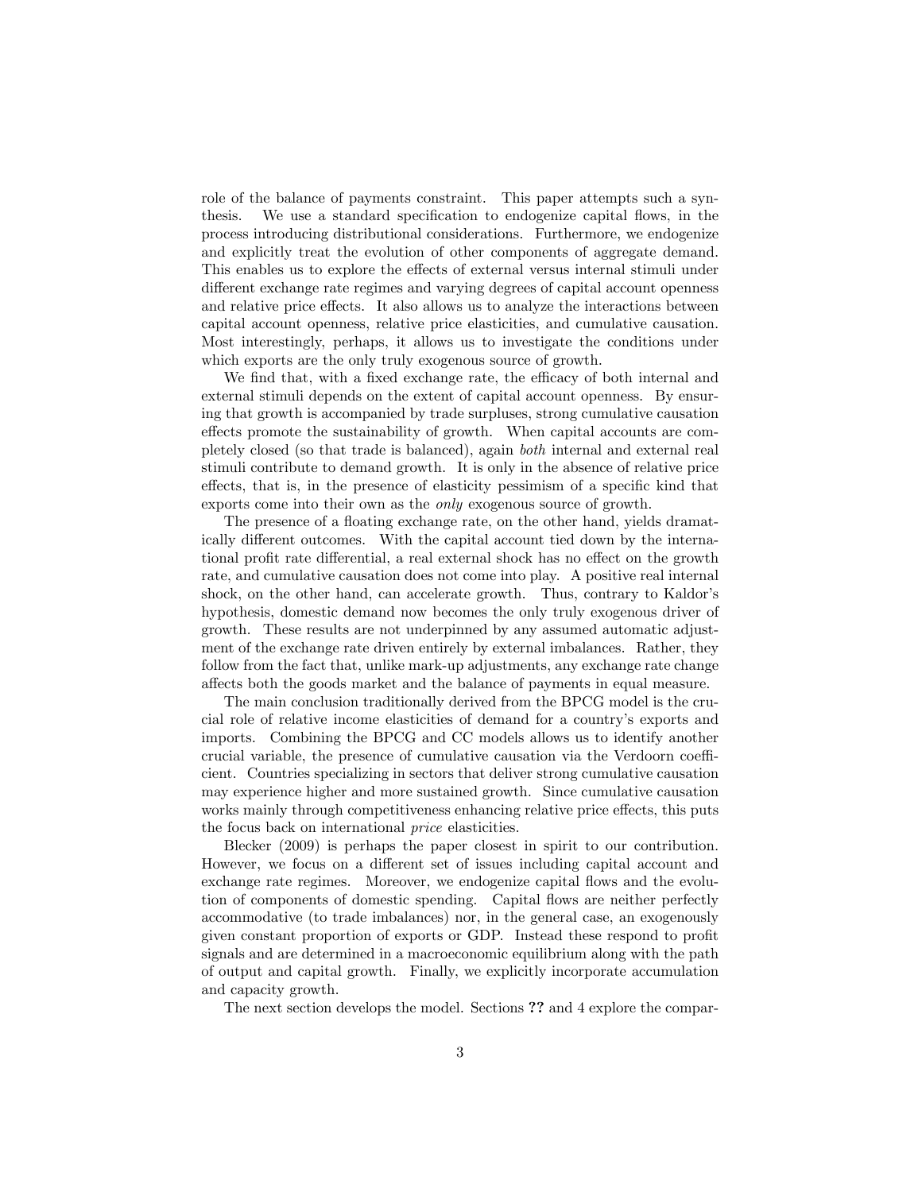role of the balance of payments constraint. This paper attempts such a synthesis. We use a standard specification to endogenize capital flows, in the process introducing distributional considerations. Furthermore, we endogenize and explicitly treat the evolution of other components of aggregate demand. This enables us to explore the effects of external versus internal stimuli under different exchange rate regimes and varying degrees of capital account openness and relative price effects. It also allows us to analyze the interactions between capital account openness, relative price elasticities, and cumulative causation. Most interestingly, perhaps, it allows us to investigate the conditions under which exports are the only truly exogenous source of growth.

We find that, with a fixed exchange rate, the efficacy of both internal and external stimuli depends on the extent of capital account openness. By ensuring that growth is accompanied by trade surpluses, strong cumulative causation effects promote the sustainability of growth. When capital accounts are completely closed (so that trade is balanced), again *both* internal and external real stimuli contribute to demand growth. It is only in the absence of relative price effects, that is, in the presence of elasticity pessimism of a specific kind that exports come into their own as the *only* exogenous source of growth.

The presence of a floating exchange rate, on the other hand, yields dramatically different outcomes. With the capital account tied down by the international profit rate differential, a real external shock has no effect on the growth rate, and cumulative causation does not come into play. A positive real internal shock, on the other hand, can accelerate growth. Thus, contrary to Kaldor's hypothesis, domestic demand now becomes the only truly exogenous driver of growth. These results are not underpinned by any assumed automatic adjustment of the exchange rate driven entirely by external imbalances. Rather, they follow from the fact that, unlike mark-up adjustments, any exchange rate change affects both the goods market and the balance of payments in equal measure.

The main conclusion traditionally derived from the BPCG model is the crucial role of relative income elasticities of demand for a country's exports and imports. Combining the BPCG and CC models allows us to identify another crucial variable, the presence of cumulative causation via the Verdoorn coefficient. Countries specializing in sectors that deliver strong cumulative causation may experience higher and more sustained growth. Since cumulative causation works mainly through competitiveness enhancing relative price effects, this puts the focus back on international *price* elasticities.

Blecker (2009) is perhaps the paper closest in spirit to our contribution. However, we focus on a different set of issues including capital account and exchange rate regimes. Moreover, we endogenize capital flows and the evolution of components of domestic spending. Capital flows are neither perfectly accommodative (to trade imbalances) nor, in the general case, an exogenously given constant proportion of exports or GDP. Instead these respond to profit signals and are determined in a macroeconomic equilibrium along with the path of output and capital growth. Finally, we explicitly incorporate accumulation and capacity growth.

The next section develops the model. Sections **??** and 4 explore the compar-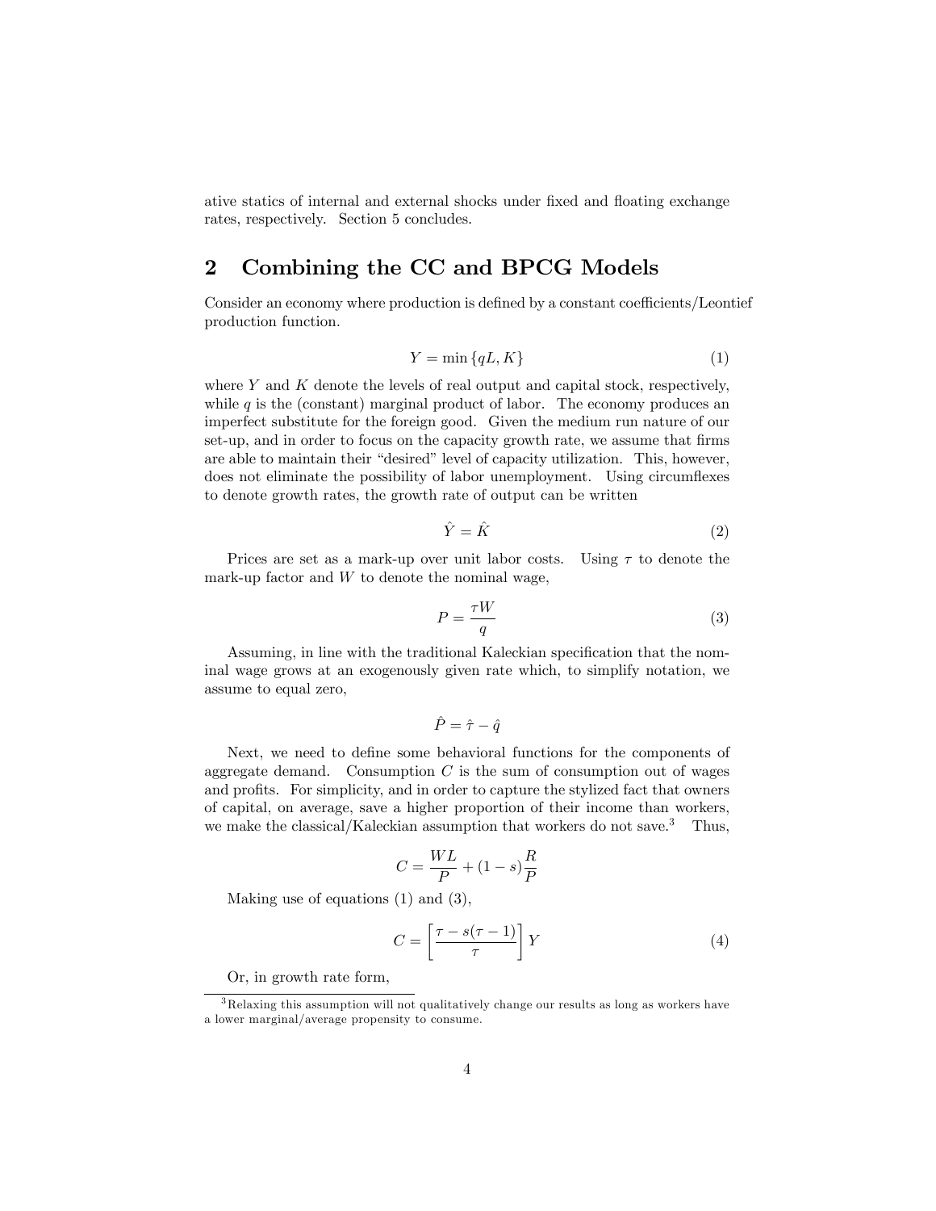ative statics of internal and external shocks under fixed and floating exchange rates, respectively. Section 5 concludes.

## 2 Combining the CC and BPCG Models

Consider an economy where production is defined by a constant coefficients/Leontief production function.

$$Y = \min\{qL, K\} \tag{1}$$

where $Y$ and $K$ denote the levels of real output and capital stock, respectively, while $q$ is the (constant) marginal product of labor. The economy produces an imperfect substitute for the foreign good. Given the medium run nature of our set-up, and in order to focus on the capacity growth rate, we assume that firms are able to maintain their "desired" level of capacity utilization. This, however, does not eliminate the possibility of labor unemployment. Using circumflexes to denote growth rates, the growth rate of output can be written

$$\hat{Y} = \hat{K} \tag{2}$$

Prices are set as a mark-up over unit labor costs. Using $\tau$ to denote the mark-up factor and $W$ to denote the nominal wage,

$$P = \frac{\tau W}{q} \tag{3}$$

Assuming, in line with the traditional Kaleckian specification that the nominal wage grows at an exogenously given rate which, to simplify notation, we assume to equal zero,

$$\hat{P} = \hat{\tau} - \hat{q}$$

Next, we need to define some behavioral functions for the components of aggregate demand. Consumption $C$ is the sum of consumption out of wages and profits. For simplicity, and in order to capture the stylized fact that owners of capital, on average, save a higher proportion of their income than workers, we make the classical/Kaleckian assumption that workers do not save.[3] Thus,

$$C = \frac{WL}{P} + (1-s)\frac{R}{P}$$

Making use of equations (1) and (3),

$$C = \left[\frac{\tau - s(\tau - 1)}{\tau}\right] Y \tag{4}$$

Or, in growth rate form,

[3] Relaxing this assumption will not qualitatively change our results as long as workers have a lower marginal/average propensity to consume.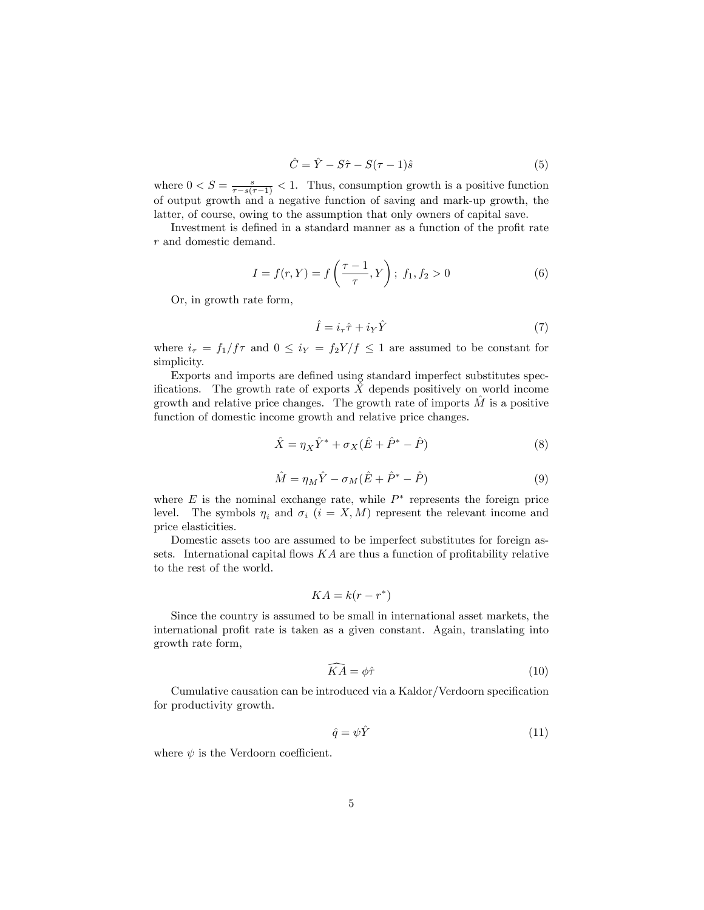$$\hat{C} = \hat{Y} - S\hat{\tau} - S(\tau - 1)\hat{s} \tag{5}$$

where $0 < S = \frac{s}{\tau - s(\tau - 1)} < 1$. Thus, consumption growth is a positive function of output growth and a negative function of saving and mark-up growth, the latter, of course, owing to the assumption that only owners of capital save.

Investment is defined in a standard manner as a function of the profit rate $r$ and domestic demand.

$$I = f(r, Y) = f\left(\frac{\tau - 1}{\tau}, Y\right);\ f_1, f_2 > 0 \tag{6}$$

Or, in growth rate form,

$$\hat{I} = i_\tau \hat{\tau} + i_Y \hat{Y} \tag{7}$$

where $i_\tau = f_1/f\tau$ and $0 \leq i_Y = f_2 Y/f \leq 1$ are assumed to be constant for simplicity.

Exports and imports are defined using standard imperfect substitutes specifications. The growth rate of exports $\hat{X}$ depends positively on world income growth and relative price changes. The growth rate of imports $\hat{M}$ is a positive function of domestic income growth and relative price changes.

$$\hat{X} = \eta_X \hat{Y}^* + \sigma_X(\hat{E} + \hat{P}^* - \hat{P}) \tag{8}$$

$$\hat{M} = \eta_M \hat{Y} - \sigma_M(\hat{E} + \hat{P}^* - \hat{P}) \tag{9}$$

where $E$ is the nominal exchange rate, while $P^*$ represents the foreign price level. The symbols $\eta_i$ and $\sigma_i$ $(i = X, M)$ represent the relevant income and price elasticities.

Domestic assets too are assumed to be imperfect substitutes for foreign assets. International capital flows $KA$ are thus a function of profitability relative to the rest of the world.

$$KA = k(r - r^*)$$

Since the country is assumed to be small in international asset markets, the international profit rate is taken as a given constant. Again, translating into growth rate form,

$$\widehat{KA} = \phi\hat{\tau} \tag{10}$$

Cumulative causation can be introduced via a Kaldor/Verdoorn specification for productivity growth.

$$\hat{q} = \psi\hat{Y} \tag{11}$$

where $\psi$ is the Verdoorn coefficient.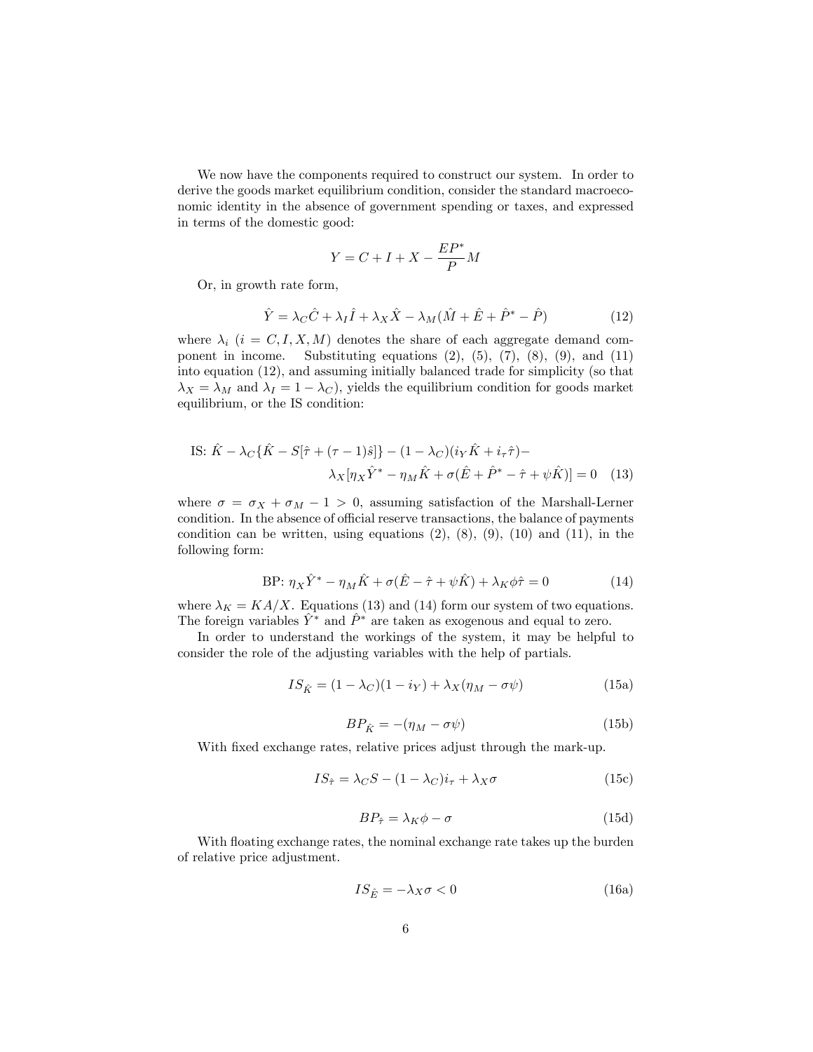We now have the components required to construct our system. In order to derive the goods market equilibrium condition, consider the standard macroeconomic identity in the absence of government spending or taxes, and expressed in terms of the domestic good:

$$Y = C + I + X - \frac{EP^*}{P}M$$

Or, in growth rate form,

$$\hat{Y} = \lambda_C \hat{C} + \lambda_I \hat{I} + \lambda_X \hat{X} - \lambda_M(\hat{M} + \hat{E} + \hat{P}^* - \hat{P}) \tag{12}$$

where $\lambda_i$ $(i = C, I, X, M)$ denotes the share of each aggregate demand component in income. Substituting equations (2), (5), (7), (8), (9), and (11) into equation (12), and assuming initially balanced trade for simplicity (so that $\lambda_X = \lambda_M$ and $\lambda_I = 1 - \lambda_C$), yields the equilibrium condition for goods market equilibrium, or the IS condition:

$$\text{IS: } \hat{K} - \lambda_C\{\hat{K} - S[\hat{\tau} + (\tau - 1)\hat{s}]\} - (1 - \lambda_C)(i_Y \hat{K} + i_\tau \hat{\tau}) - \lambda_X[\eta_X \hat{Y}^* - \eta_M \hat{K} + \sigma(\hat{E} + \hat{P}^* - \hat{\tau} + \psi \hat{K})] = 0 \tag{13}$$

where $\sigma = \sigma_X + \sigma_M - 1 > 0$, assuming satisfaction of the Marshall-Lerner condition. In the absence of official reserve transactions, the balance of payments condition can be written, using equations (2), (8), (9), (10) and (11), in the following form:

$$\text{BP: } \eta_X \hat{Y}^* - \eta_M \hat{K} + \sigma(\hat{E} - \hat{\tau} + \psi \hat{K}) + \lambda_K \phi \hat{\tau} = 0 \tag{14}$$

where $\lambda_K = KA/X$. Equations (13) and (14) form our system of two equations. The foreign variables $\hat{Y}^*$ and $\hat{P}^*$ are taken as exogenous and equal to zero.

In order to understand the workings of the system, it may be helpful to consider the role of the adjusting variables with the help of partials.

$$IS_{\hat{K}} = (1 - \lambda_C)(1 - i_Y) + \lambda_X(\eta_M - \sigma\psi) \tag{15a}$$

$$BP_{\hat{K}} = -(\eta_M - \sigma\psi) \tag{15b}$$

With fixed exchange rates, relative prices adjust through the mark-up.

$$IS_{\hat{\tau}} = \lambda_C S - (1 - \lambda_C) i_\tau + \lambda_X \sigma \tag{15c}$$

$$BP_{\hat{\tau}} = \lambda_K \phi - \sigma \tag{15d}$$

With floating exchange rates, the nominal exchange rate takes up the burden of relative price adjustment.

$$IS_{\hat{E}} = -\lambda_X \sigma < 0 \tag{16a}$$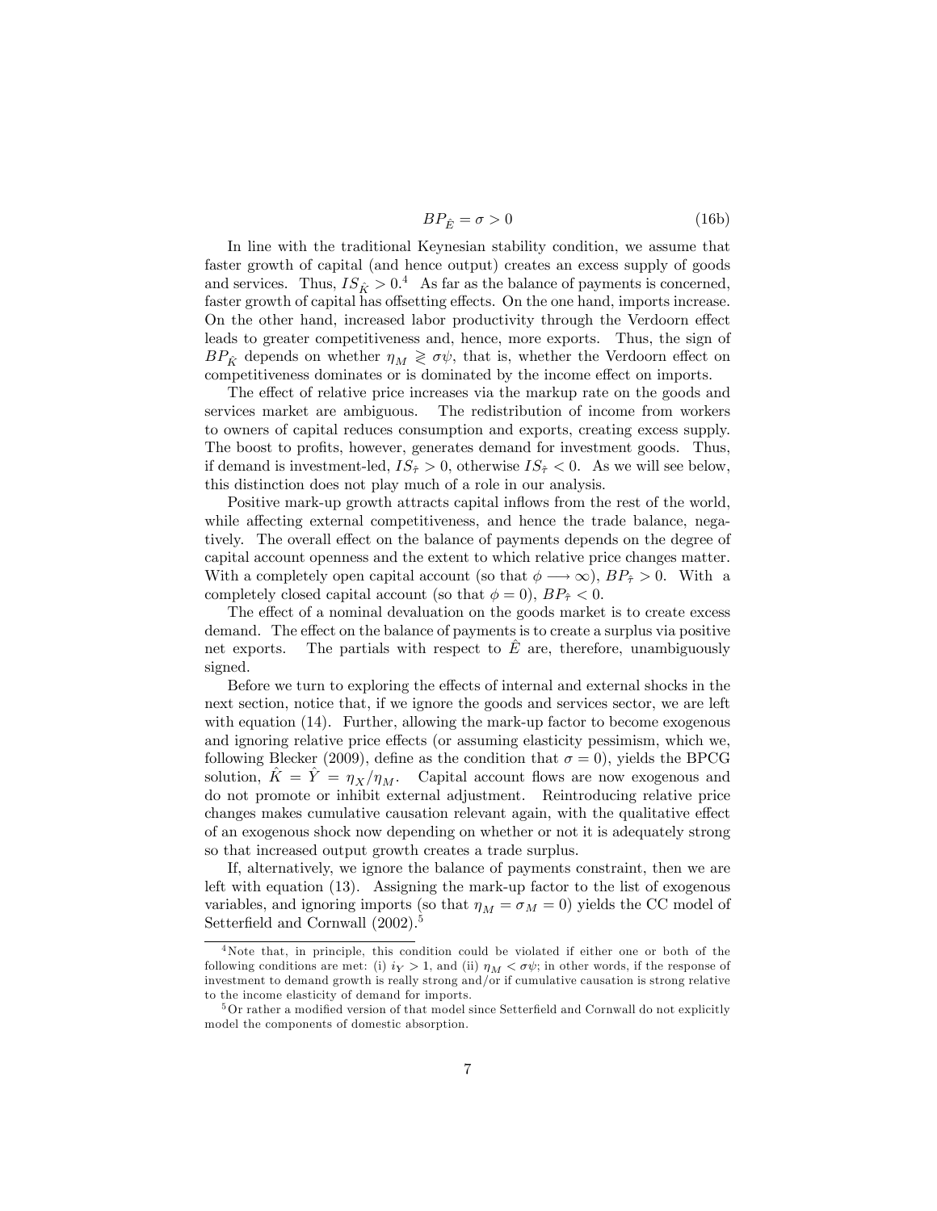$$BP_{\hat{E}} = \sigma > 0 \tag{16b}$$

In line with the traditional Keynesian stability condition, we assume that faster growth of capital (and hence output) creates an excess supply of goods and services. Thus, $IS_{\hat{K}} > 0$.[4] As far as the balance of payments is concerned, faster growth of capital has offsetting effects. On the one hand, imports increase. On the other hand, increased labor productivity through the Verdoorn effect leads to greater competitiveness and, hence, more exports. Thus, the sign of $BP_{\hat{K}}$ depends on whether $\eta_M \gtrless \sigma\psi$, that is, whether the Verdoorn effect on competitiveness dominates or is dominated by the income effect on imports.

The effect of relative price increases via the markup rate on the goods and services market are ambiguous. The redistribution of income from workers to owners of capital reduces consumption and exports, creating excess supply. The boost to profits, however, generates demand for investment goods. Thus, if demand is investment-led, $IS_{\hat{\tau}} > 0$, otherwise $IS_{\hat{\tau}} < 0$. As we will see below, this distinction does not play much of a role in our analysis.

Positive mark-up growth attracts capital inflows from the rest of the world, while affecting external competitiveness, and hence the trade balance, negatively. The overall effect on the balance of payments depends on the degree of capital account openness and the extent to which relative price changes matter. With a completely open capital account (so that $\phi \longrightarrow \infty$), $BP_{\hat{\tau}} > 0$. With a completely closed capital account (so that $\phi = 0$), $BP_{\hat{\tau}} < 0$.

The effect of a nominal devaluation on the goods market is to create excess demand. The effect on the balance of payments is to create a surplus via positive net exports. The partials with respect to $\hat{E}$ are, therefore, unambiguously signed.

Before we turn to exploring the effects of internal and external shocks in the next section, notice that, if we ignore the goods and services sector, we are left with equation (14). Further, allowing the mark-up factor to become exogenous and ignoring relative price effects (or assuming elasticity pessimism, which we, following Blecker (2009), define as the condition that $\sigma = 0$), yields the BPCG solution, $\hat{K} = \hat{Y} = \eta_X/\eta_M$. Capital account flows are now exogenous and do not promote or inhibit external adjustment. Reintroducing relative price changes makes cumulative causation relevant again, with the qualitative effect of an exogenous shock now depending on whether or not it is adequately strong so that increased output growth creates a trade surplus.

If, alternatively, we ignore the balance of payments constraint, then we are left with equation (13). Assigning the mark-up factor to the list of exogenous variables, and ignoring imports (so that $\eta_M = \sigma_M = 0$) yields the CC model of Setterfield and Cornwall (2002).[5]

[4] Note that, in principle, this condition could be violated if either one or both of the following conditions are met: (i) $i_Y > 1$, and (ii) $\eta_M < \sigma\psi$; in other words, if the response of investment to demand growth is really strong and/or if cumulative causation is strong relative to the income elasticity of demand for imports.

[5] Or rather a modified version of that model since Setterfield and Cornwall do not explicitly model the components of domestic absorption.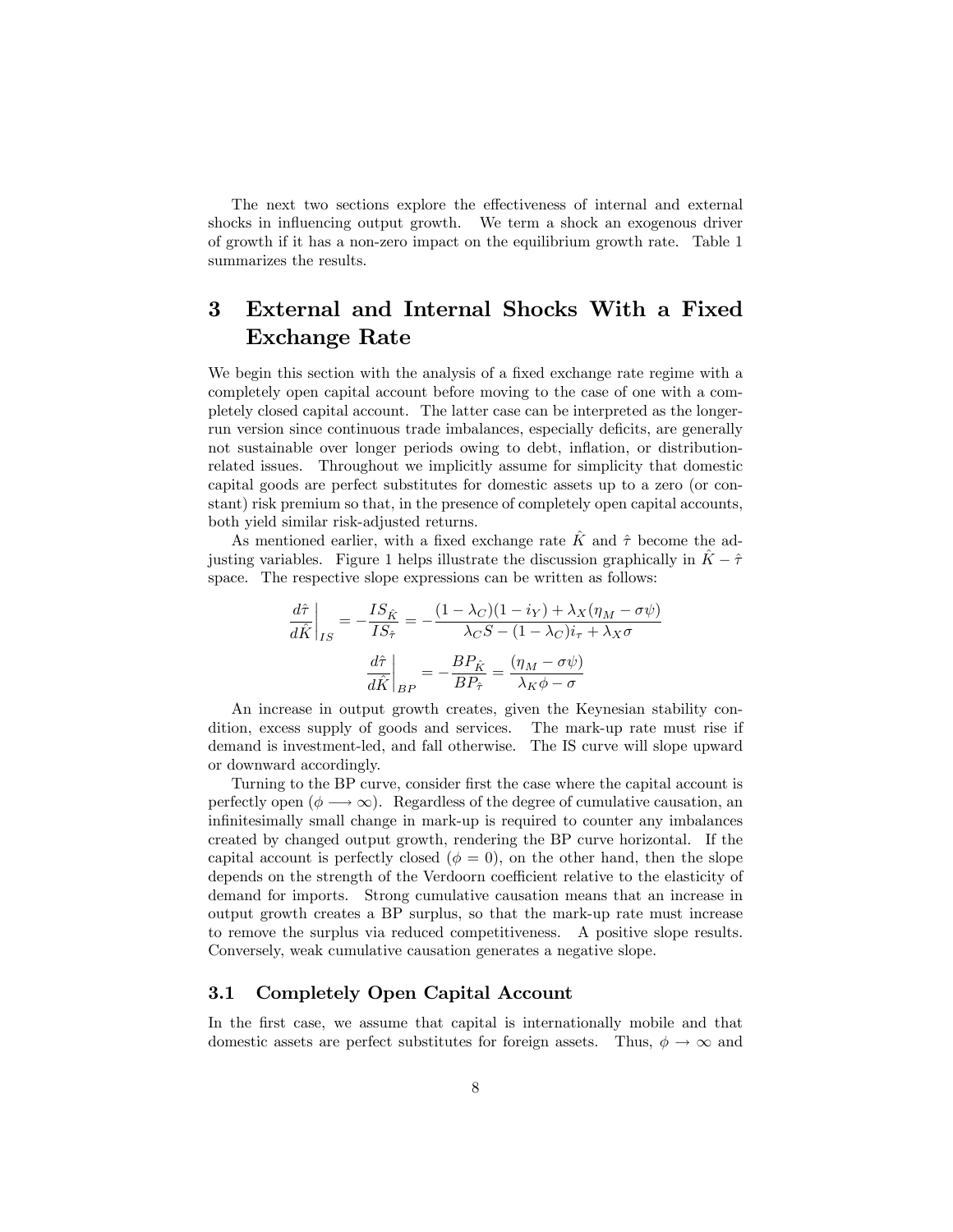The next two sections explore the effectiveness of internal and external shocks in influencing output growth. We term a shock an exogenous driver of growth if it has a non-zero impact on the equilibrium growth rate. Table 1 summarizes the results.

# 3 External and Internal Shocks With a Fixed Exchange Rate

We begin this section with the analysis of a fixed exchange rate regime with a completely open capital account before moving to the case of one with a completely closed capital account. The latter case can be interpreted as the longer-run version since continuous trade imbalances, especially deficits, are generally not sustainable over longer periods owing to debt, inflation, or distribution-related issues. Throughout we implicitly assume for simplicity that domestic capital goods are perfect substitutes for domestic assets up to a zero (or constant) risk premium so that, in the presence of completely open capital accounts, both yield similar risk-adjusted returns.

As mentioned earlier, with a fixed exchange rate $\hat{K}$ and $\hat{\tau}$ become the adjusting variables. Figure 1 helps illustrate the discussion graphically in $\hat{K} - \hat{\tau}$ space. The respective slope expressions can be written as follows:

$$\left.\frac{d\hat{\tau}}{d\hat{K}}\right|_{IS} = -\frac{IS_{\hat{K}}}{IS_{\hat{\tau}}} = -\frac{(1-\lambda_C)(1-i_Y) + \lambda_X(\eta_M - \sigma\psi)}{\lambda_C S - (1-\lambda_C)i_\tau + \lambda_X \sigma}$$

$$\left.\frac{d\hat{\tau}}{d\hat{K}}\right|_{BP} = -\frac{BP_{\hat{K}}}{BP_{\hat{\tau}}} = \frac{(\eta_M - \sigma\psi)}{\lambda_K \phi - \sigma}$$

An increase in output growth creates, given the Keynesian stability condition, excess supply of goods and services. The mark-up rate must rise if demand is investment-led, and fall otherwise. The IS curve will slope upward or downward accordingly.

Turning to the BP curve, consider first the case where the capital account is perfectly open ($\phi \longrightarrow \infty$). Regardless of the degree of cumulative causation, an infinitesimally small change in mark-up is required to counter any imbalances created by changed output growth, rendering the BP curve horizontal. If the capital account is perfectly closed ($\phi = 0$), on the other hand, then the slope depends on the strength of the Verdoorn coefficient relative to the elasticity of demand for imports. Strong cumulative causation means that an increase in output growth creates a BP surplus, so that the mark-up rate must increase to remove the surplus via reduced competitiveness. A positive slope results. Conversely, weak cumulative causation generates a negative slope.

## 3.1 Completely Open Capital Account

In the first case, we assume that capital is internationally mobile and that domestic assets are perfect substitutes for foreign assets. Thus, $\phi \rightarrow \infty$ and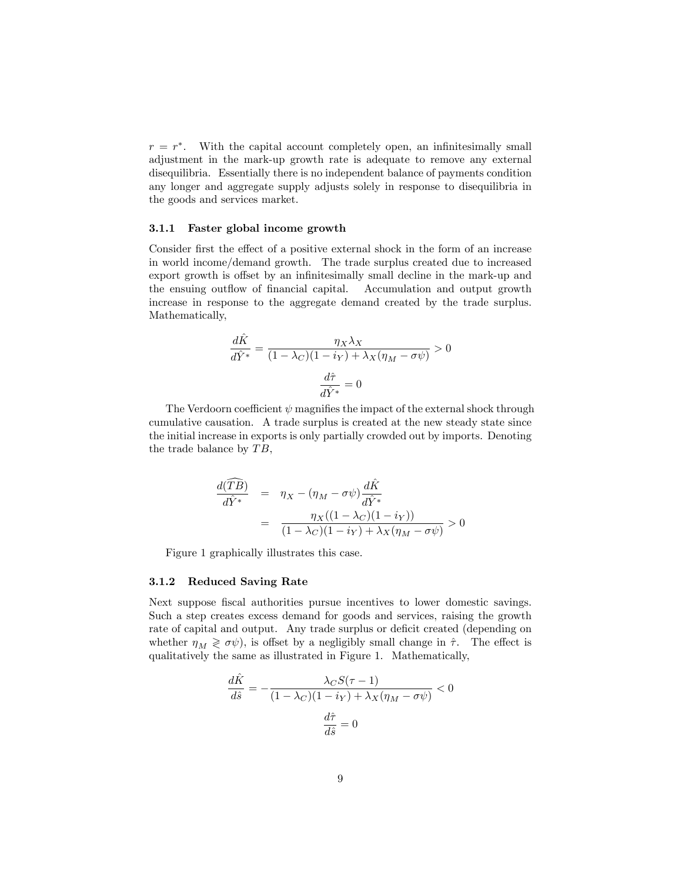$r = r^*$. With the capital account completely open, an infinitesimally small adjustment in the mark-up growth rate is adequate to remove any external disequilibria. Essentially there is no independent balance of payments condition any longer and aggregate supply adjusts solely in response to disequilibria in the goods and services market.

### 3.1.1 Faster global income growth

Consider first the effect of a positive external shock in the form of an increase in world income/demand growth. The trade surplus created due to increased export growth is offset by an infinitesimally small decline in the mark-up and the ensuing outflow of financial capital. Accumulation and output growth increase in response to the aggregate demand created by the trade surplus. Mathematically,

$$\frac{d\hat{K}}{d\hat{Y}^*} = \frac{\eta_X \lambda_X}{(1-\lambda_C)(1-i_Y) + \lambda_X(\eta_M - \sigma\psi)} > 0$$

$$\frac{d\hat{\tau}}{d\hat{Y}^*} = 0$$

The Verdoorn coefficient $\psi$ magnifies the impact of the external shock through cumulative causation. A trade surplus is created at the new steady state since the initial increase in exports is only partially crowded out by imports. Denoting the trade balance by $TB$,

$$\begin{aligned}
\frac{d(\widehat{TB})}{d\hat{Y}^*} &= \eta_X - (\eta_M - \sigma\psi)\frac{d\hat{K}}{d\hat{Y}^*} \\
&= \frac{\eta_X((1-\lambda_C)(1-i_Y))}{(1-\lambda_C)(1-i_Y) + \lambda_X(\eta_M - \sigma\psi)} > 0
\end{aligned}$$

Figure 1 graphically illustrates this case.

### 3.1.2 Reduced Saving Rate

Next suppose fiscal authorities pursue incentives to lower domestic savings. Such a step creates excess demand for goods and services, raising the growth rate of capital and output. Any trade surplus or deficit created (depending on whether $\eta_M \gtrless \sigma\psi$), is offset by a negligibly small change in $\hat{\tau}$. The effect is qualitatively the same as illustrated in Figure 1. Mathematically,

$$\frac{d\hat{K}}{d\hat{s}} = -\frac{\lambda_C S(\tau - 1)}{(1-\lambda_C)(1-i_Y) + \lambda_X(\eta_M - \sigma\psi)} < 0$$

$$\frac{d\hat{\tau}}{d\hat{s}} = 0$$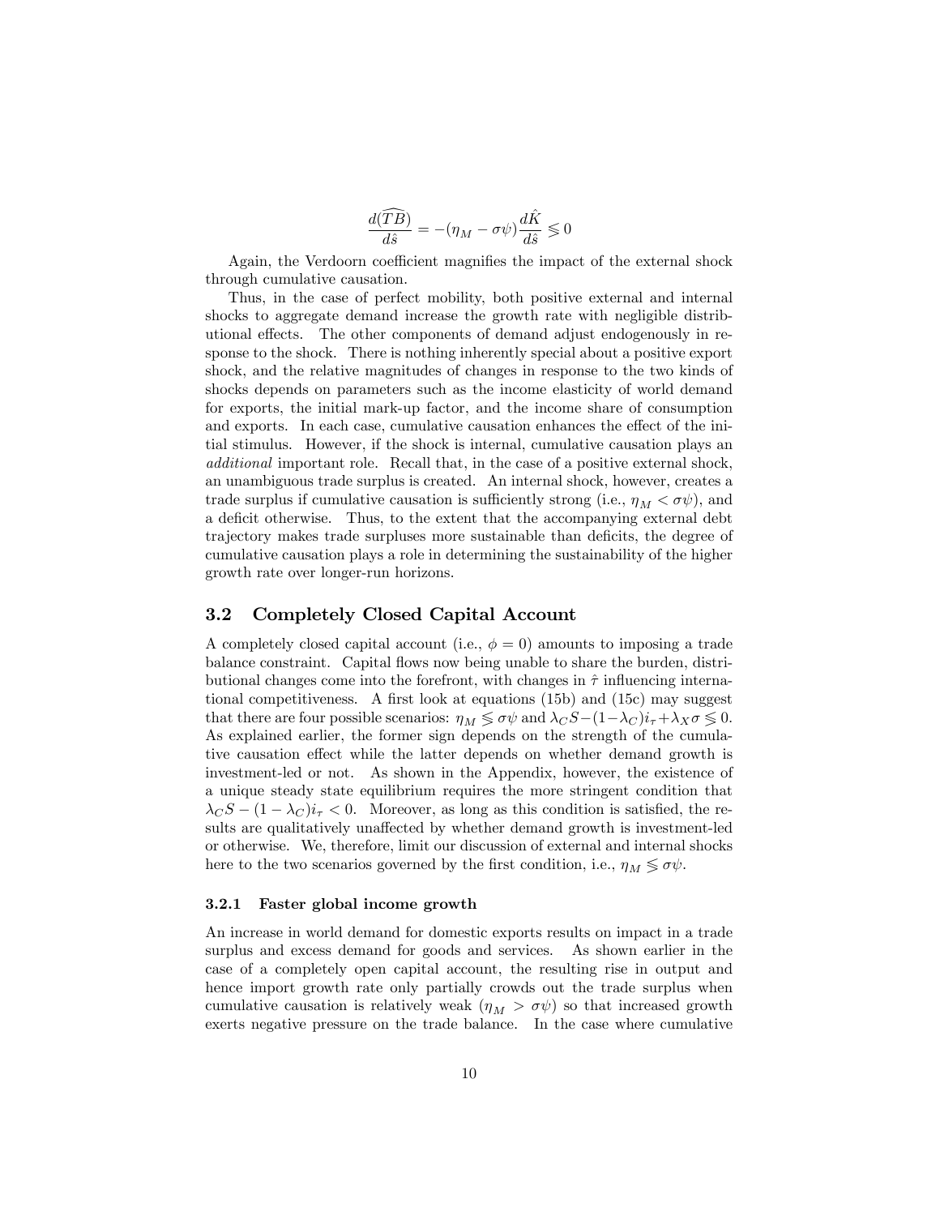$$\frac{d(\widehat{TB})}{d\hat{s}} = -(\eta_M - \sigma\psi)\frac{d\hat{K}}{d\hat{s}} \lessgtr 0$$

Again, the Verdoorn coefficient magnifies the impact of the external shock through cumulative causation.

Thus, in the case of perfect mobility, both positive external and internal shocks to aggregate demand increase the growth rate with negligible distributional effects. The other components of demand adjust endogenously in response to the shock. There is nothing inherently special about a positive export shock, and the relative magnitudes of changes in response to the two kinds of shocks depends on parameters such as the income elasticity of world demand for exports, the initial mark-up factor, and the income share of consumption and exports. In each case, cumulative causation enhances the effect of the initial stimulus. However, if the shock is internal, cumulative causation plays an *additional* important role. Recall that, in the case of a positive external shock, an unambiguous trade surplus is created. An internal shock, however, creates a trade surplus if cumulative causation is sufficiently strong (i.e., $\eta_M < \sigma\psi$), and a deficit otherwise. Thus, to the extent that the accompanying external debt trajectory makes trade surpluses more sustainable than deficits, the degree of cumulative causation plays a role in determining the sustainability of the higher growth rate over longer-run horizons.

## 3.2 Completely Closed Capital Account

A completely closed capital account (i.e., $\phi = 0$) amounts to imposing a trade balance constraint. Capital flows now being unable to share the burden, distributional changes come into the forefront, with changes in $\hat{\tau}$ influencing international competitiveness. A first look at equations (15b) and (15c) may suggest that there are four possible scenarios: $\eta_M \lessgtr \sigma\psi$ and $\lambda_C S - (1-\lambda_C)i_\tau + \lambda_X \sigma \lessgtr 0$. As explained earlier, the former sign depends on the strength of the cumulative causation effect while the latter depends on whether demand growth is investment-led or not. As shown in the Appendix, however, the existence of a unique steady state equilibrium requires the more stringent condition that $\lambda_C S - (1-\lambda_C)i_\tau < 0$. Moreover, as long as this condition is satisfied, the results are qualitatively unaffected by whether demand growth is investment-led or otherwise. We, therefore, limit our discussion of external and internal shocks here to the two scenarios governed by the first condition, i.e., $\eta_M \lessgtr \sigma\psi$.

### 3.2.1 Faster global income growth

An increase in world demand for domestic exports results on impact in a trade surplus and excess demand for goods and services. As shown earlier in the case of a completely open capital account, the resulting rise in output and hence import growth rate only partially crowds out the trade surplus when cumulative causation is relatively weak ($\eta_M > \sigma\psi$) so that increased growth exerts negative pressure on the trade balance. In the case where cumulative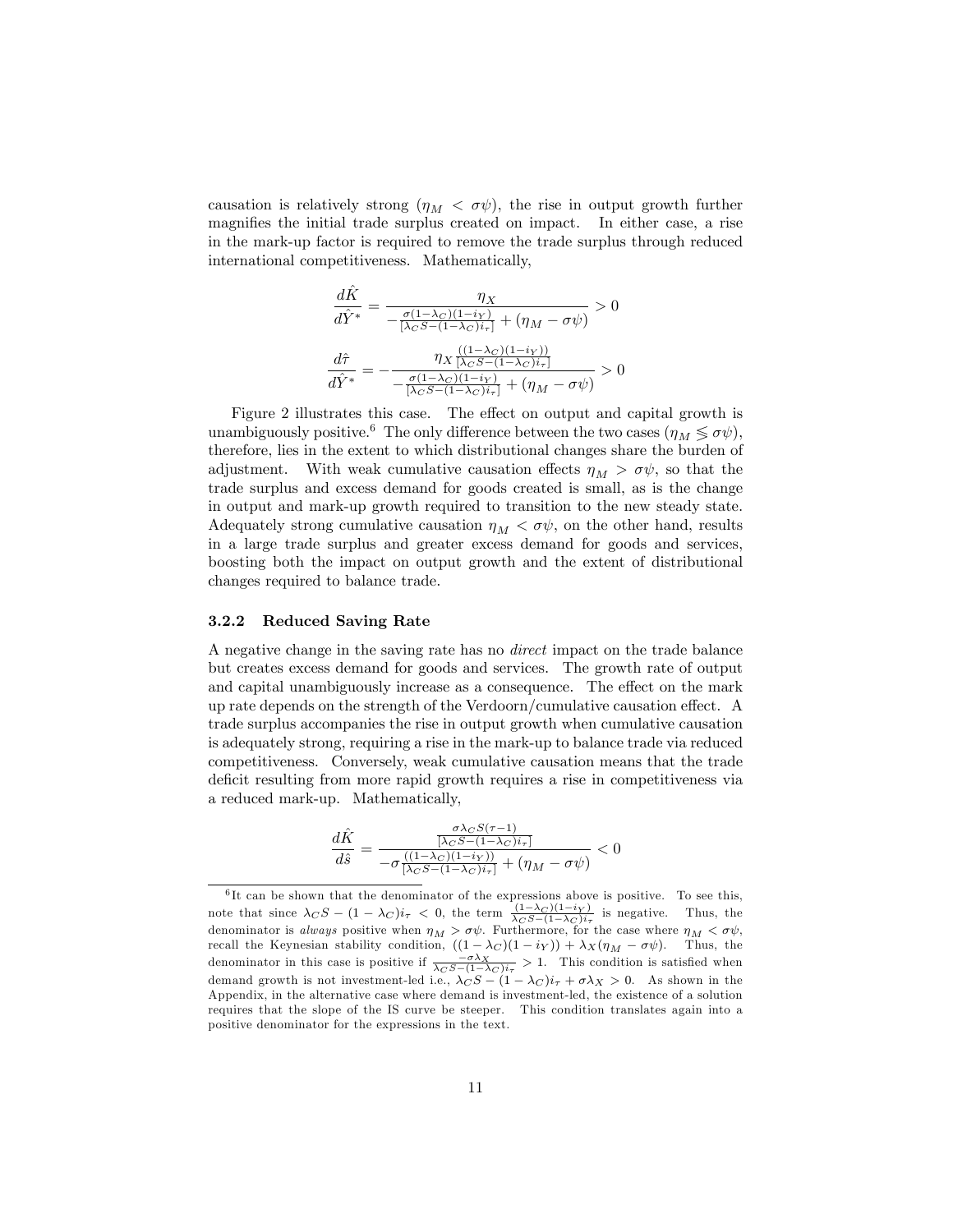causation is relatively strong ($\eta_M < \sigma\psi$), the rise in output growth further magnifies the initial trade surplus created on impact. In either case, a rise in the mark-up factor is required to remove the trade surplus through reduced international competitiveness. Mathematically,

$$\frac{d\hat{K}}{d\hat{Y}^*} = \frac{\eta_X}{-\frac{\sigma(1-\lambda_C)(1-i_Y)}{[\lambda_C S-(1-\lambda_C)i_\tau]} + (\eta_M - \sigma\psi)} > 0$$

$$\frac{d\hat{\tau}}{d\hat{Y}^*} = -\frac{\eta_X \frac{((1-\lambda_C)(1-i_Y))}{[\lambda_C S-(1-\lambda_C)i_\tau]}}{-\frac{\sigma(1-\lambda_C)(1-i_Y)}{[\lambda_C S-(1-\lambda_C)i_\tau]} + (\eta_M - \sigma\psi)} > 0$$

Figure 2 illustrates this case. The effect on output and capital growth is unambiguously positive.[6] The only difference between the two cases ($\eta_M \lesseqgtr \sigma\psi$), therefore, lies in the extent to which distributional changes share the burden of adjustment. With weak cumulative causation effects $\eta_M > \sigma\psi$, so that the trade surplus and excess demand for goods created is small, as is the change in output and mark-up growth required to transition to the new steady state. Adequately strong cumulative causation $\eta_M < \sigma\psi$, on the other hand, results in a large trade surplus and greater excess demand for goods and services, boosting both the impact on output growth and the extent of distributional changes required to balance trade.

### 3.2.2 Reduced Saving Rate

A negative change in the saving rate has no *direct* impact on the trade balance but creates excess demand for goods and services. The growth rate of output and capital unambiguously increase as a consequence. The effect on the mark up rate depends on the strength of the Verdoorn/cumulative causation effect. A trade surplus accompanies the rise in output growth when cumulative causation is adequately strong, requiring a rise in the mark-up to balance trade via reduced competitiveness. Conversely, weak cumulative causation means that the trade deficit resulting from more rapid growth requires a rise in competitiveness via a reduced mark-up. Mathematically,

$$\frac{d\hat{K}}{d\hat{s}} = \frac{\frac{\sigma\lambda_C S(\tau-1)}{[\lambda_C S-(1-\lambda_C)i_\tau]}}{-\sigma\frac{((1-\lambda_C)(1-i_Y))}{[\lambda_C S-(1-\lambda_C)i_\tau]} + (\eta_M - \sigma\psi)} < 0$$

[6] It can be shown that the denominator of the expressions above is positive. To see this, note that since $\lambda_C S - (1-\lambda_C)i_\tau < 0$, the term $\frac{(1-\lambda_C)(1-i_Y)}{\lambda_C S-(1-\lambda_C)i_\tau}$ is negative. Thus, the denominator is *always* positive when $\eta_M > \sigma\psi$. Furthermore, for the case where $\eta_M < \sigma\psi$, recall the Keynesian stability condition, $((1-\lambda_C)(1-i_Y)) + \lambda_X(\eta_M - \sigma\psi)$. Thus, the denominator in this case is positive if $\frac{-\sigma\lambda_X}{\lambda_C S-(1-\lambda_C)i_\tau} > 1$. This condition is satisfied when demand growth is not investment-led i.e., $\lambda_C S - (1-\lambda_C)i_\tau + \sigma\lambda_X > 0$. As shown in the Appendix, in the alternative case where demand is investment-led, the existence of a solution requires that the slope of the IS curve be steeper. This condition translates again into a positive denominator for the expressions in the text.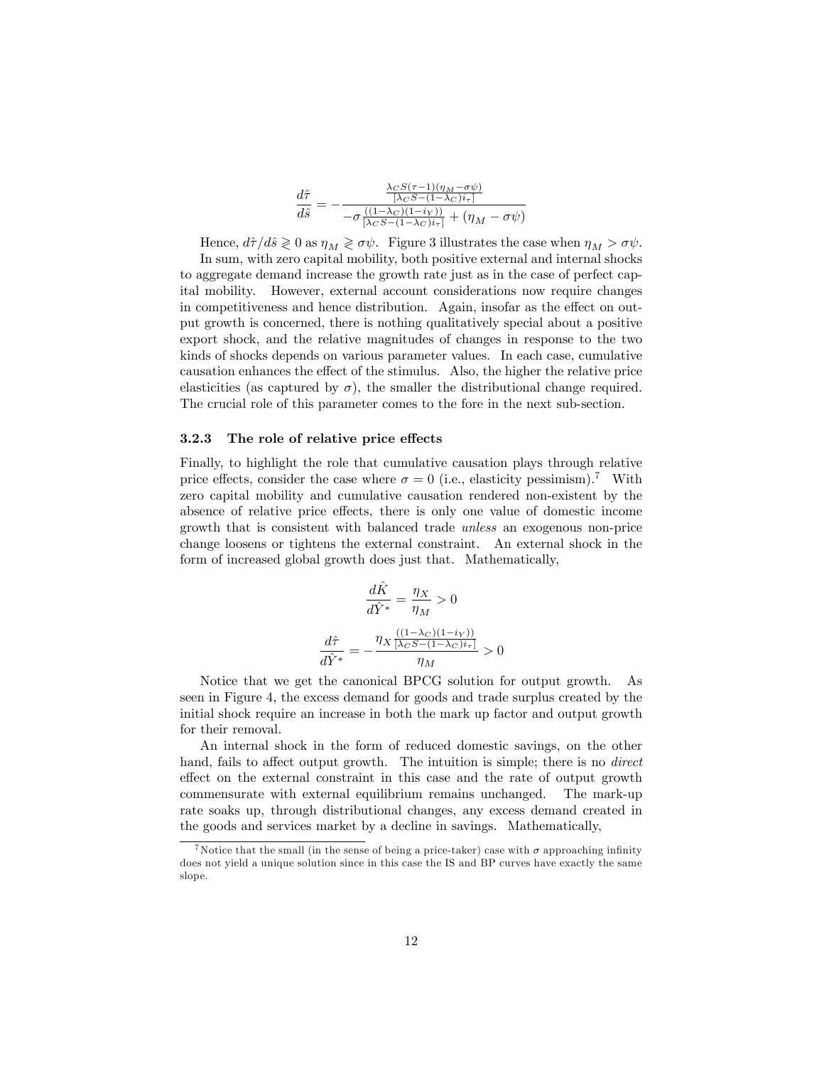$$\frac{d\hat{\tau}}{d\hat{s}} = -\frac{\frac{\lambda_C S(\tau-1)(\eta_M - \sigma\psi)}{[\lambda_C S-(1-\lambda_C)i_\tau]}}{-\sigma\frac{((1-\lambda_C)(1-i_Y))}{[\lambda_C S-(1-\lambda_C)i_\tau]} + (\eta_M - \sigma\psi)}$$

Hence, $d\hat{\tau}/d\hat{s} \gtreqless 0$ as $\eta_M \gtreqless \sigma\psi$. Figure 3 illustrates the case when $\eta_M > \sigma\psi$.

In sum, with zero capital mobility, both positive external and internal shocks to aggregate demand increase the growth rate just as in the case of perfect capital mobility. However, external account considerations now require changes in competitiveness and hence distribution. Again, insofar as the effect on output growth is concerned, there is nothing qualitatively special about a positive export shock, and the relative magnitudes of changes in response to the two kinds of shocks depends on various parameter values. In each case, cumulative causation enhances the effect of the stimulus. Also, the higher the relative price elasticities (as captured by $\sigma$), the smaller the distributional change required. The crucial role of this parameter comes to the fore in the next sub-section.

### 3.2.3 The role of relative price effects

Finally, to highlight the role that cumulative causation plays through relative price effects, consider the case where $\sigma = 0$ (i.e., elasticity pessimism).[7] With zero capital mobility and cumulative causation rendered non-existent by the absence of relative price effects, there is only one value of domestic income growth that is consistent with balanced trade *unless* an exogenous non-price change loosens or tightens the external constraint. An external shock in the form of increased global growth does just that. Mathematically,

$$\frac{d\hat{K}}{d\hat{Y}^*} = \frac{\eta_X}{\eta_M} > 0$$

$$\frac{d\hat{\tau}}{d\hat{Y}^*} = -\frac{\eta_X \frac{((1-\lambda_C)(1-i_Y))}{[\lambda_C S-(1-\lambda_C)i_\tau]}}{\eta_M} > 0$$

Notice that we get the canonical BPCG solution for output growth. As seen in Figure 4, the excess demand for goods and trade surplus created by the initial shock require an increase in both the mark up factor and output growth for their removal.

An internal shock in the form of reduced domestic savings, on the other hand, fails to affect output growth. The intuition is simple; there is no *direct* effect on the external constraint in this case and the rate of output growth commensurate with external equilibrium remains unchanged. The mark-up rate soaks up, through distributional changes, any excess demand created in the goods and services market by a decline in savings. Mathematically,

[7] Notice that the small (in the sense of being a price-taker) case with $\sigma$ approaching infinity does not yield a unique solution since in this case the IS and BP curves have exactly the same slope.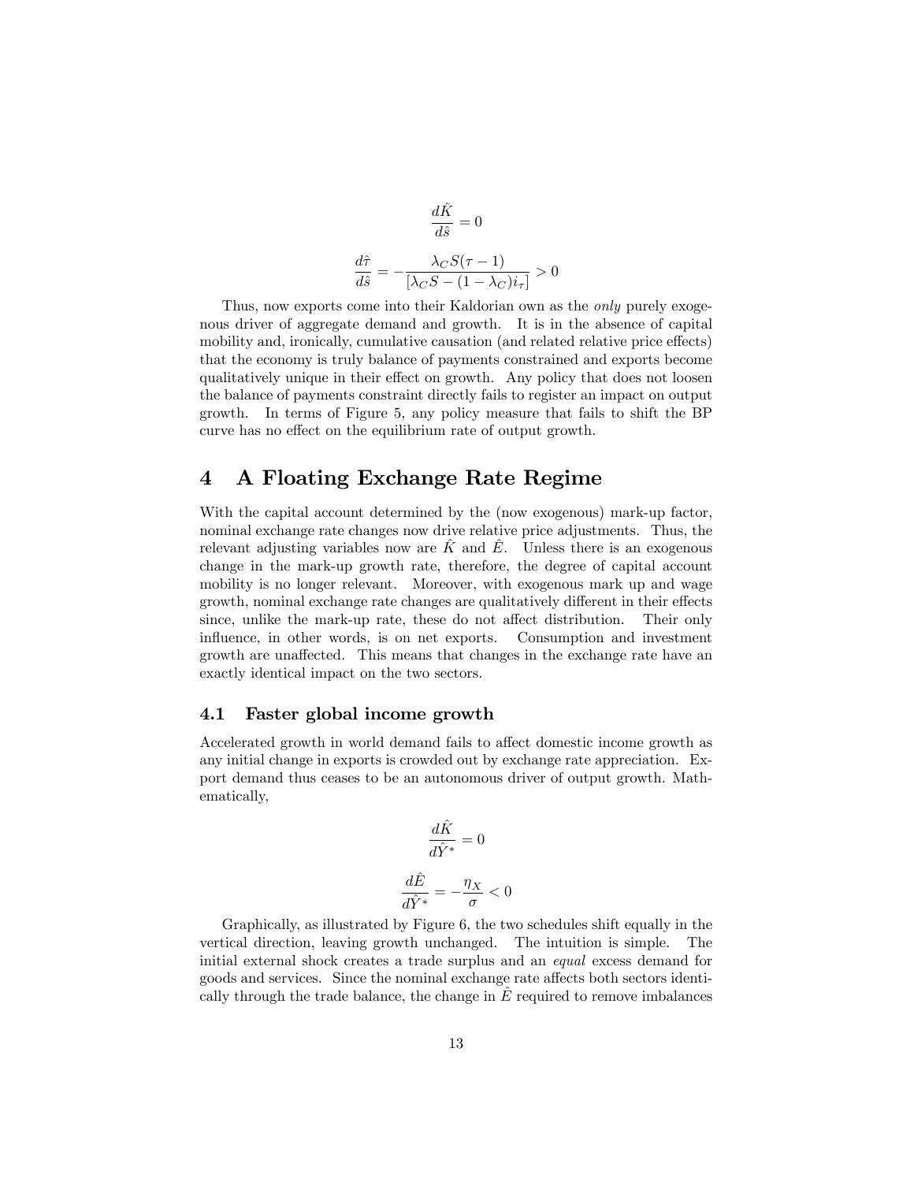$$\frac{d\hat{K}}{d\hat{s}} = 0$$

$$\frac{d\hat{\tau}}{d\hat{s}} = -\frac{\lambda_C S(\tau - 1)}{[\lambda_C S - (1 - \lambda_C) i_\tau]} > 0$$

Thus, now exports come into their Kaldorian own as the *only* purely exogenous driver of aggregate demand and growth. It is in the absence of capital mobility and, ironically, cumulative causation (and related relative price effects) that the economy is truly balance of payments constrained and exports become qualitatively unique in their effect on growth. Any policy that does not loosen the balance of payments constraint directly fails to register an impact on output growth. In terms of Figure 5, any policy measure that fails to shift the BP curve has no effect on the equilibrium rate of output growth.

# 4 A Floating Exchange Rate Regime

With the capital account determined by the (now exogenous) mark-up factor, nominal exchange rate changes now drive relative price adjustments. Thus, the relevant adjusting variables now are $\hat{K}$ and $\hat{E}$. Unless there is an exogenous change in the mark-up growth rate, therefore, the degree of capital account mobility is no longer relevant. Moreover, with exogenous mark up and wage growth, nominal exchange rate changes are qualitatively different in their effects since, unlike the mark-up rate, these do not affect distribution. Their only influence, in other words, is on net exports. Consumption and investment growth are unaffected. This means that changes in the exchange rate have an exactly identical impact on the two sectors.

## 4.1 Faster global income growth

Accelerated growth in world demand fails to affect domestic income growth as any initial change in exports is crowded out by exchange rate appreciation. Export demand thus ceases to be an autonomous driver of output growth. Mathematically,

$$\frac{d\hat{K}}{d\hat{Y}^*} = 0$$

$$\frac{d\hat{E}}{d\hat{Y}^*} = -\frac{\eta_X}{\sigma} < 0$$

Graphically, as illustrated by Figure 6, the two schedules shift equally in the vertical direction, leaving growth unchanged. The intuition is simple. The initial external shock creates a trade surplus and an *equal* excess demand for goods and services. Since the nominal exchange rate affects both sectors identically through the trade balance, the change in $\hat{E}$ required to remove imbalances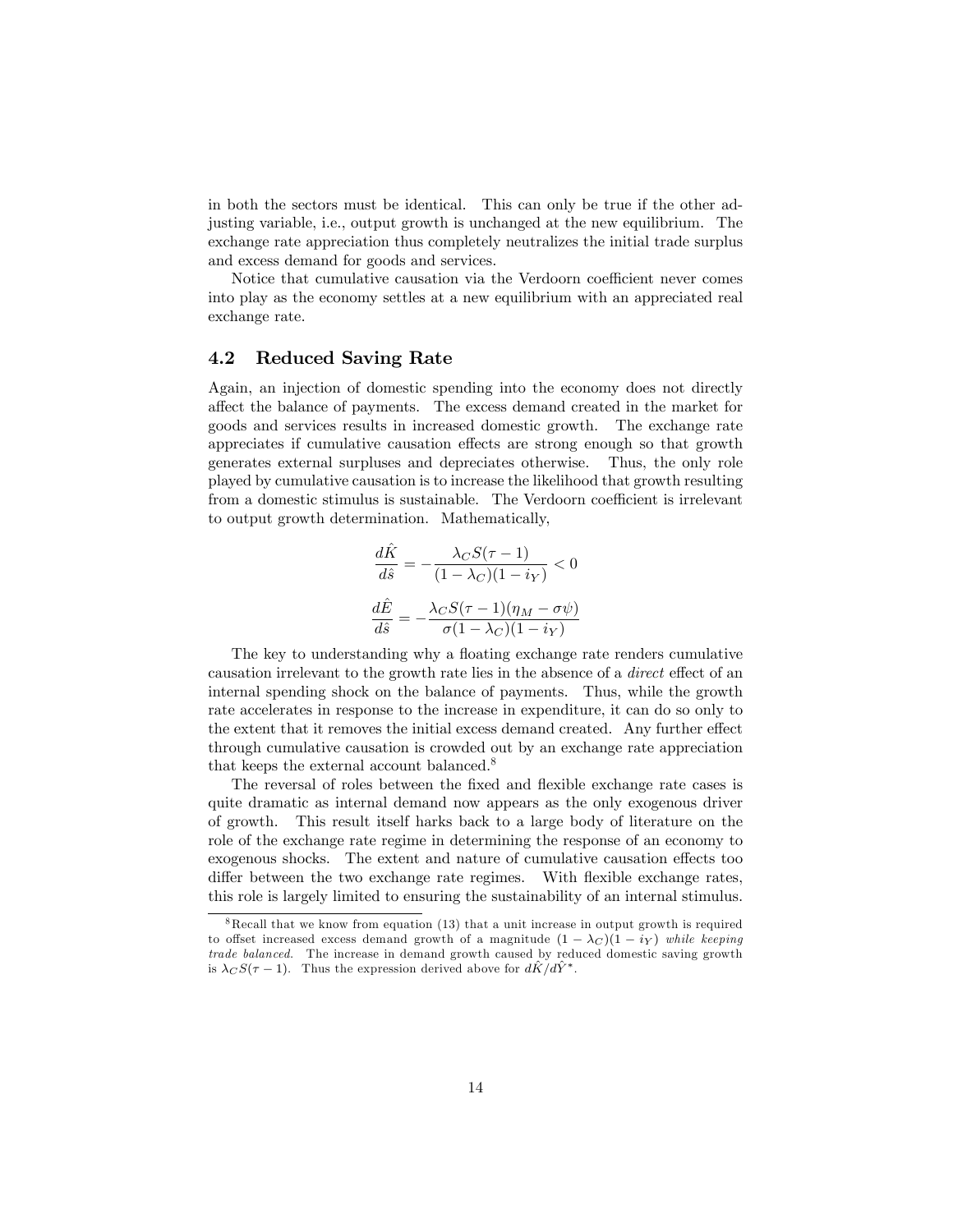in both the sectors must be identical. This can only be true if the other adjusting variable, i.e., output growth is unchanged at the new equilibrium. The exchange rate appreciation thus completely neutralizes the initial trade surplus and excess demand for goods and services.

Notice that cumulative causation via the Verdoorn coefficient never comes into play as the economy settles at a new equilibrium with an appreciated real exchange rate.

## 4.2 Reduced Saving Rate

Again, an injection of domestic spending into the economy does not directly affect the balance of payments. The excess demand created in the market for goods and services results in increased domestic growth. The exchange rate appreciates if cumulative causation effects are strong enough so that growth generates external surpluses and depreciates otherwise. Thus, the only role played by cumulative causation is to increase the likelihood that growth resulting from a domestic stimulus is sustainable. The Verdoorn coefficient is irrelevant to output growth determination. Mathematically,

$$\frac{d\hat{K}}{d\hat{s}} = -\frac{\lambda_C S(\tau - 1)}{(1-\lambda_C)(1-i_Y)} < 0$$

$$\frac{d\hat{E}}{d\hat{s}} = -\frac{\lambda_C S(\tau - 1)(\eta_M - \sigma\psi)}{\sigma(1-\lambda_C)(1-i_Y)}$$

The key to understanding why a floating exchange rate renders cumulative causation irrelevant to the growth rate lies in the absence of a *direct* effect of an internal spending shock on the balance of payments. Thus, while the growth rate accelerates in response to the increase in expenditure, it can do so only to the extent that it removes the initial excess demand created. Any further effect through cumulative causation is crowded out by an exchange rate appreciation that keeps the external account balanced.[8]

The reversal of roles between the fixed and flexible exchange rate cases is quite dramatic as internal demand now appears as the only exogenous driver of growth. This result itself harks back to a large body of literature on the role of the exchange rate regime in determining the response of an economy to exogenous shocks. The extent and nature of cumulative causation effects too differ between the two exchange rate regimes. With flexible exchange rates, this role is largely limited to ensuring the sustainability of an internal stimulus.

[8] Recall that we know from equation (13) that a unit increase in output growth is required to offset increased excess demand growth of a magnitude $(1-\lambda_C)(1-i_Y)$ *while keeping trade balanced*. The increase in demand growth caused by reduced domestic saving growth is $\lambda_C S(\tau-1)$. Thus the expression derived above for $d\hat{K}/d\hat{Y}^*$.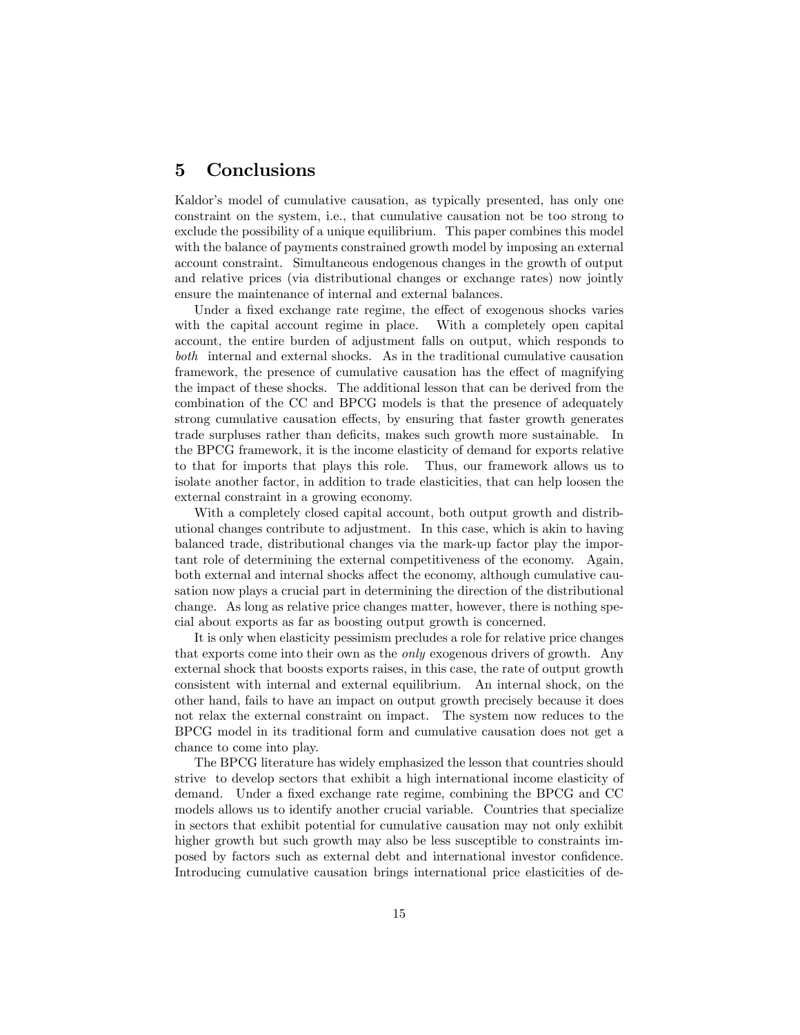# 5 Conclusions

Kaldor's model of cumulative causation, as typically presented, has only one constraint on the system, i.e., that cumulative causation not be too strong to exclude the possibility of a unique equilibrium. This paper combines this model with the balance of payments constrained growth model by imposing an external account constraint. Simultaneous endogenous changes in the growth of output and relative prices (via distributional changes or exchange rates) now jointly ensure the maintenance of internal and external balances.

Under a fixed exchange rate regime, the effect of exogenous shocks varies with the capital account regime in place. With a completely open capital account, the entire burden of adjustment falls on output, which responds to *both* internal and external shocks. As in the traditional cumulative causation framework, the presence of cumulative causation has the effect of magnifying the impact of these shocks. The additional lesson that can be derived from the combination of the CC and BPCG models is that the presence of adequately strong cumulative causation effects, by ensuring that faster growth generates trade surpluses rather than deficits, makes such growth more sustainable. In the BPCG framework, it is the income elasticity of demand for exports relative to that for imports that plays this role. Thus, our framework allows us to isolate another factor, in addition to trade elasticities, that can help loosen the external constraint in a growing economy.

With a completely closed capital account, both output growth and distributional changes contribute to adjustment. In this case, which is akin to having balanced trade, distributional changes via the mark-up factor play the important role of determining the external competitiveness of the economy. Again, both external and internal shocks affect the economy, although cumulative causation now plays a crucial part in determining the direction of the distributional change. As long as relative price changes matter, however, there is nothing special about exports as far as boosting output growth is concerned.

It is only when elasticity pessimism precludes a role for relative price changes that exports come into their own as the *only* exogenous drivers of growth. Any external shock that boosts exports raises, in this case, the rate of output growth consistent with internal and external equilibrium. An internal shock, on the other hand, fails to have an impact on output growth precisely because it does not relax the external constraint on impact. The system now reduces to the BPCG model in its traditional form and cumulative causation does not get a chance to come into play.

The BPCG literature has widely emphasized the lesson that countries should strive to develop sectors that exhibit a high international income elasticity of demand. Under a fixed exchange rate regime, combining the BPCG and CC models allows us to identify another crucial variable. Countries that specialize in sectors that exhibit potential for cumulative causation may not only exhibit higher growth but such growth may also be less susceptible to constraints imposed by factors such as external debt and international investor confidence. Introducing cumulative causation brings international price elasticities of de-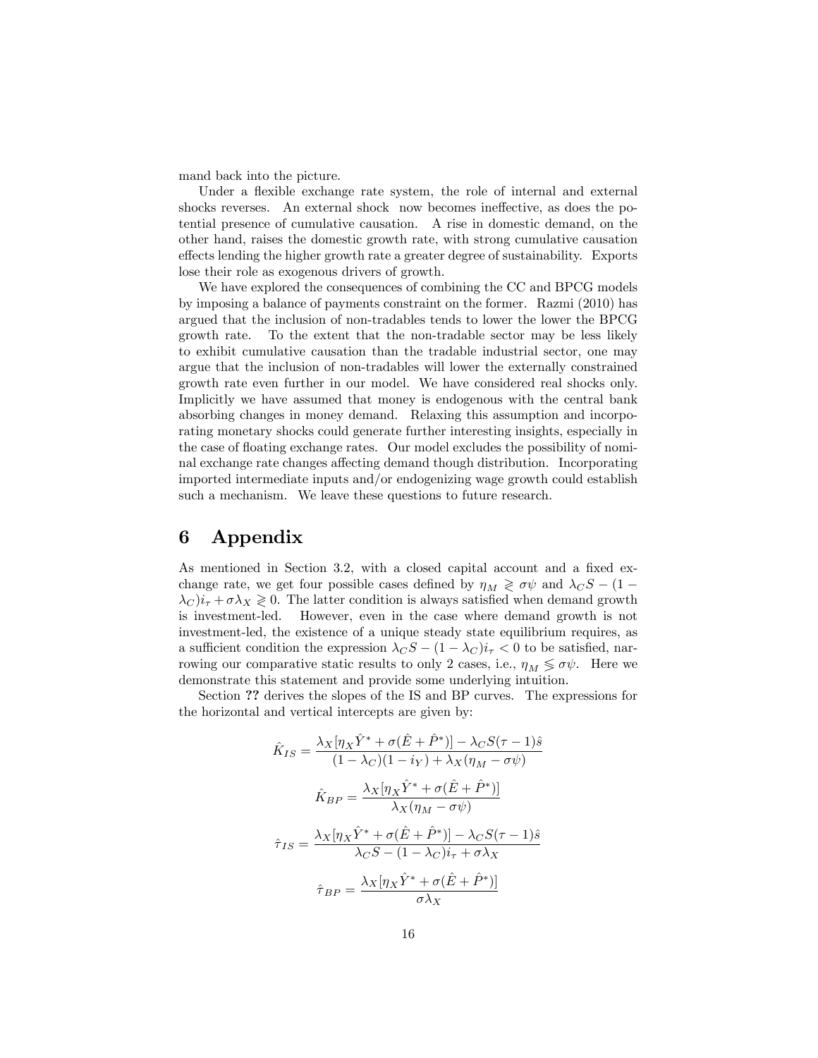mand back into the picture.

Under a flexible exchange rate system, the role of internal and external shocks reverses. An external shock now becomes ineffective, as does the potential presence of cumulative causation. A rise in domestic demand, on the other hand, raises the domestic growth rate, with strong cumulative causation effects lending the higher growth rate a greater degree of sustainability. Exports lose their role as exogenous drivers of growth.

We have explored the consequences of combining the CC and BPCG models by imposing a balance of payments constraint on the former. Razmi (2010) has argued that the inclusion of non-tradables tends to lower the lower the BPCG growth rate. To the extent that the non-tradable sector may be less likely to exhibit cumulative causation than the tradable industrial sector, one may argue that the inclusion of non-tradables will lower the externally constrained growth rate even further in our model. We have considered real shocks only. Implicitly we have assumed that money is endogenous with the central bank absorbing changes in money demand. Relaxing this assumption and incorporating monetary shocks could generate further interesting insights, especially in the case of floating exchange rates. Our model excludes the possibility of nominal exchange rate changes affecting demand though distribution. Incorporating imported intermediate inputs and/or endogenizing wage growth could establish such a mechanism. We leave these questions to future research.

# 6 Appendix

As mentioned in Section 3.2, with a closed capital account and a fixed exchange rate, we get four possible cases defined by $\eta_M \gtrless \sigma\psi$ and $\lambda_C S - (1 - \lambda_C) i_\tau + \sigma\lambda_X \gtrless 0$. The latter condition is always satisfied when demand growth is investment-led. However, even in the case where demand growth is not investment-led, the existence of a unique steady state equilibrium requires, as a sufficient condition the expression $\lambda_C S - (1 - \lambda_C) i_\tau < 0$ to be satisfied, narrowing our comparative static results to only 2 cases, i.e., $\eta_M \lessgtr \sigma\psi$. Here we demonstrate this statement and provide some underlying intuition.

Section ?? derives the slopes of the IS and BP curves. The expressions for the horizontal and vertical intercepts are given by:

$$\hat{K}_{IS} = \frac{\lambda_X[\eta_X \hat{Y}^* + \sigma(\hat{E} + \hat{P}^*)] - \lambda_C S(\tau - 1)\hat{s}}{(1 - \lambda_C)(1 - i_Y) + \lambda_X(\eta_M - \sigma\psi)}$$

$$\hat{K}_{BP} = \frac{\lambda_X[\eta_X \hat{Y}^* + \sigma(\hat{E} + \hat{P}^*)]}{\lambda_X(\eta_M - \sigma\psi)}$$

$$\hat{\tau}_{IS} = \frac{\lambda_X[\eta_X \hat{Y}^* + \sigma(\hat{E} + \hat{P}^*)] - \lambda_C S(\tau - 1)\hat{s}}{\lambda_C S - (1 - \lambda_C) i_\tau + \sigma\lambda_X}$$

$$\hat{\tau}_{BP} = \frac{\lambda_X[\eta_X \hat{Y}^* + \sigma(\hat{E} + \hat{P}^*)]}{\sigma\lambda_X}$$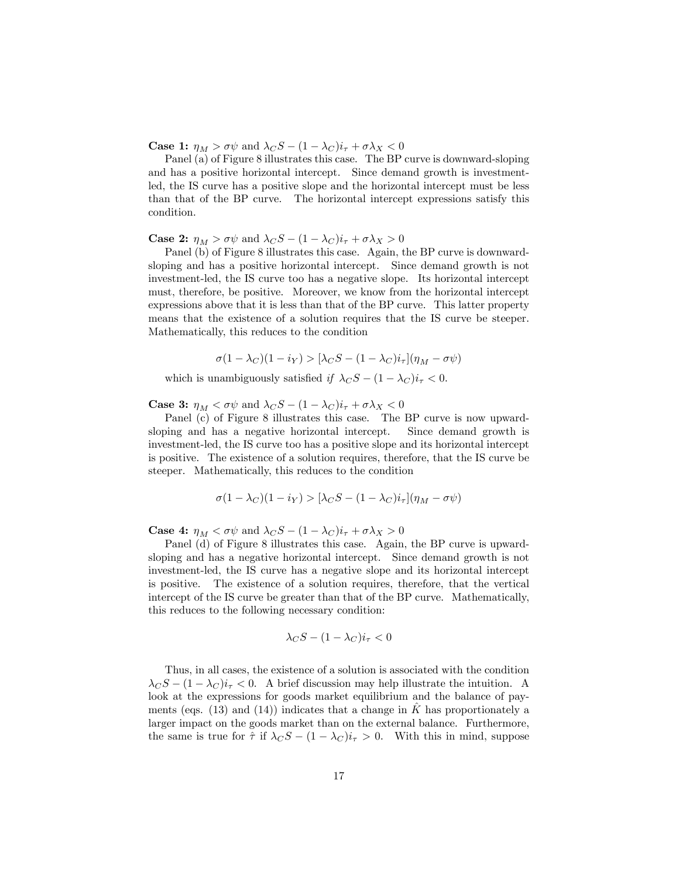**Case 1:** $\eta_M > \sigma\psi$ and $\lambda_C S - (1-\lambda_C)i_\tau + \sigma\lambda_X < 0$

Panel (a) of Figure 8 illustrates this case. The BP curve is downward-sloping and has a positive horizontal intercept. Since demand growth is investment-led, the IS curve has a positive slope and the horizontal intercept must be less than that of the BP curve. The horizontal intercept expressions satisfy this condition.

**Case 2:** $\eta_M > \sigma\psi$ and $\lambda_C S - (1-\lambda_C)i_\tau + \sigma\lambda_X > 0$

Panel (b) of Figure 8 illustrates this case. Again, the BP curve is downward-sloping and has a positive horizontal intercept. Since demand growth is not investment-led, the IS curve too has a negative slope. Its horizontal intercept must, therefore, be positive. Moreover, we know from the horizontal intercept expressions above that it is less than that of the BP curve. This latter property means that the existence of a solution requires that the IS curve be steeper. Mathematically, this reduces to the condition

$$\sigma(1-\lambda_C)(1-i_Y) > [\lambda_C S - (1-\lambda_C)i_\tau](\eta_M - \sigma\psi)$$

which is unambiguously satisfied *if* $\lambda_C S - (1-\lambda_C)i_\tau < 0$.

**Case 3:** $\eta_M < \sigma\psi$ and $\lambda_C S - (1-\lambda_C)i_\tau + \sigma\lambda_X < 0$

Panel (c) of Figure 8 illustrates this case. The BP curve is now upward-sloping and has a negative horizontal intercept. Since demand growth is investment-led, the IS curve too has a positive slope and its horizontal intercept is positive. The existence of a solution requires, therefore, that the IS curve be steeper. Mathematically, this reduces to the condition

$$\sigma(1-\lambda_C)(1-i_Y) > [\lambda_C S - (1-\lambda_C)i_\tau](\eta_M - \sigma\psi)$$

**Case 4:** $\eta_M < \sigma\psi$ and $\lambda_C S - (1-\lambda_C)i_\tau + \sigma\lambda_X > 0$

Panel (d) of Figure 8 illustrates this case. Again, the BP curve is upward-sloping and has a negative horizontal intercept. Since demand growth is not investment-led, the IS curve has a negative slope and its horizontal intercept is positive. The existence of a solution requires, therefore, that the vertical intercept of the IS curve be greater than that of the BP curve. Mathematically, this reduces to the following necessary condition:

$$\lambda_C S - (1-\lambda_C)i_\tau < 0$$

Thus, in all cases, the existence of a solution is associated with the condition $\lambda_C S - (1-\lambda_C)i_\tau < 0$. A brief discussion may help illustrate the intuition. A look at the expressions for goods market equilibrium and the balance of payments (eqs. (13) and (14)) indicates that a change in $\hat{K}$ has proportionately a larger impact on the goods market than on the external balance. Furthermore, the same is true for $\hat{\tau}$ if $\lambda_C S - (1-\lambda_C)i_\tau > 0$. With this in mind, suppose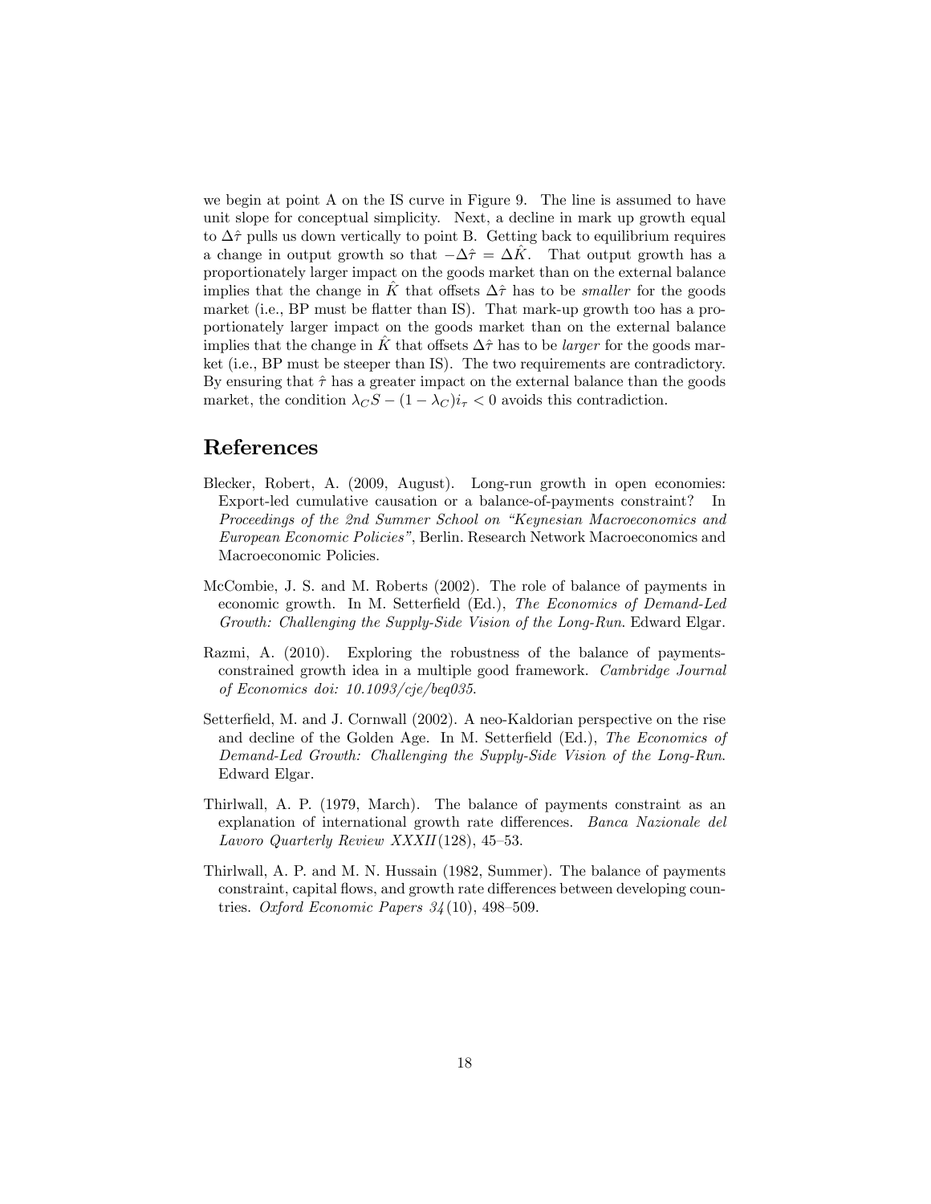we begin at point A on the IS curve in Figure 9. The line is assumed to have unit slope for conceptual simplicity. Next, a decline in mark up growth equal to $\Delta\hat{\tau}$ pulls us down vertically to point B. Getting back to equilibrium requires a change in output growth so that $-\Delta\hat{\tau} = \Delta\hat{K}$. That output growth has a proportionately larger impact on the goods market than on the external balance implies that the change in $\hat{K}$ that offsets $\Delta\hat{\tau}$ has to be *smaller* for the goods market (i.e., BP must be flatter than IS). That mark-up growth too has a proportionately larger impact on the goods market than on the external balance implies that the change in $\hat{K}$ that offsets $\Delta\hat{\tau}$ has to be *larger* for the goods market (i.e., BP must be steeper than IS). The two requirements are contradictory. By ensuring that $\hat{\tau}$ has a greater impact on the external balance than the goods market, the condition $\lambda_C S - (1 - \lambda_C) i_\tau < 0$ avoids this contradiction.

# References

Blecker, Robert, A. (2009, August). Long-run growth in open economies: Export-led cumulative causation or a balance-of-payments constraint? In *Proceedings of the 2nd Summer School on "Keynesian Macroeconomics and European Economic Policies"*, Berlin. Research Network Macroeconomics and Macroeconomic Policies.

McCombie, J. S. and M. Roberts (2002). The role of balance of payments in economic growth. In M. Setterfield (Ed.), *The Economics of Demand-Led Growth: Challenging the Supply-Side Vision of the Long-Run*. Edward Elgar.

Razmi, A. (2010). Exploring the robustness of the balance of payments-constrained growth idea in a multiple good framework. *Cambridge Journal of Economics doi: 10.1093/cje/beq035*.

Setterfield, M. and J. Cornwall (2002). A neo-Kaldorian perspective on the rise and decline of the Golden Age. In M. Setterfield (Ed.), *The Economics of Demand-Led Growth: Challenging the Supply-Side Vision of the Long-Run*. Edward Elgar.

Thirlwall, A. P. (1979, March). The balance of payments constraint as an explanation of international growth rate differences. *Banca Nazionale del Lavoro Quarterly Review XXXII*(128), 45–53.

Thirlwall, A. P. and M. N. Hussain (1982, Summer). The balance of payments constraint, capital flows, and growth rate differences between developing countries. *Oxford Economic Papers 34*(10), 498–509.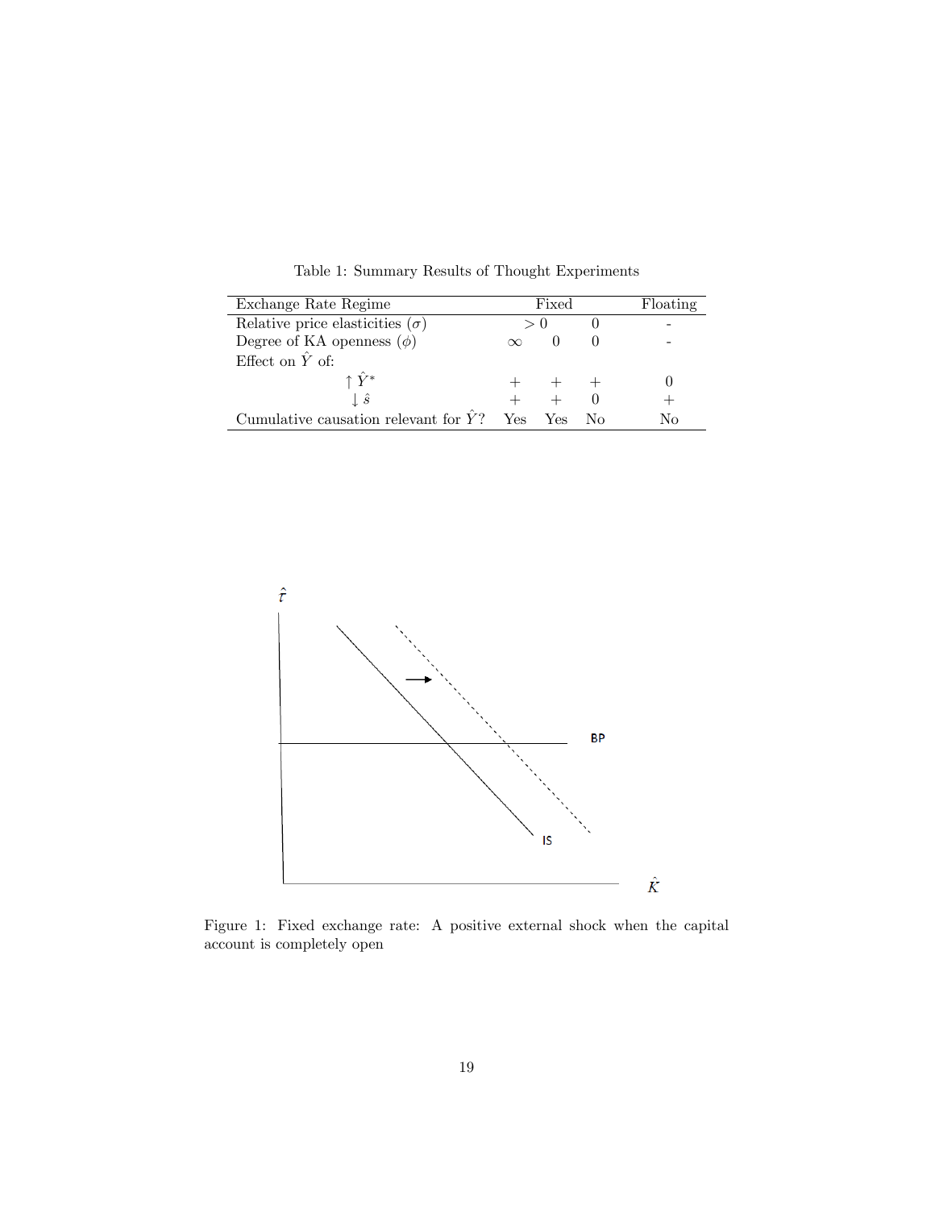Table 1: Summary Results of Thought Experiments

| Exchange Rate Regime | Fixed | | | Floating |
|---|---|---|---|---|
| Relative price elasticities ($\sigma$) | $> 0$ | | 0 | - |
| Degree of KA openness ($\phi$) | $\infty$ | 0 | 0 | - |
| Effect on $\hat{Y}$ of: | | | | |
| $\uparrow \hat{Y}^*$ | + | + | + | 0 |
| $\downarrow \hat{s}$ | + | + | 0 | + |
| Cumulative causation relevant for $\hat{Y}$? | Yes | Yes | No | No |

$\hat{\tau}$

BP

IS

$\hat{K}$

Figure 1: Fixed exchange rate: A positive external shock when the capital account is completely open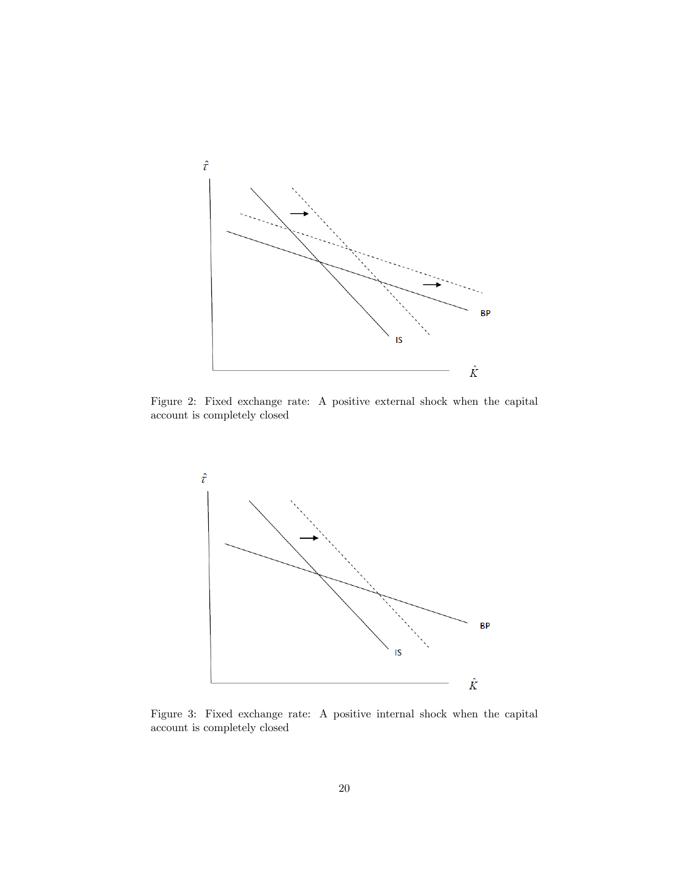$\hat{\tau}$

BP

IS

$\hat{K}$

Figure 2: Fixed exchange rate: A positive external shock when the capital account is completely closed

$\hat{\tau}$

BP

IS

$\hat{K}$

Figure 3: Fixed exchange rate: A positive internal shock when the capital account is completely closed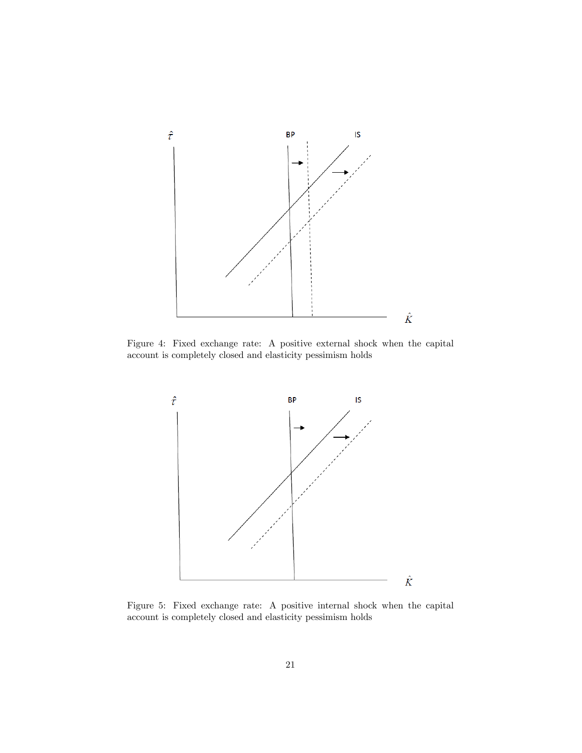$\hat{\tau}$

BP

IS

$\hat{K}$

Figure 4: Fixed exchange rate: A positive external shock when the capital account is completely closed and elasticity pessimism holds

$\hat{\tau}$

BP

IS

$\hat{K}$

Figure 5: Fixed exchange rate: A positive internal shock when the capital account is completely closed and elasticity pessimism holds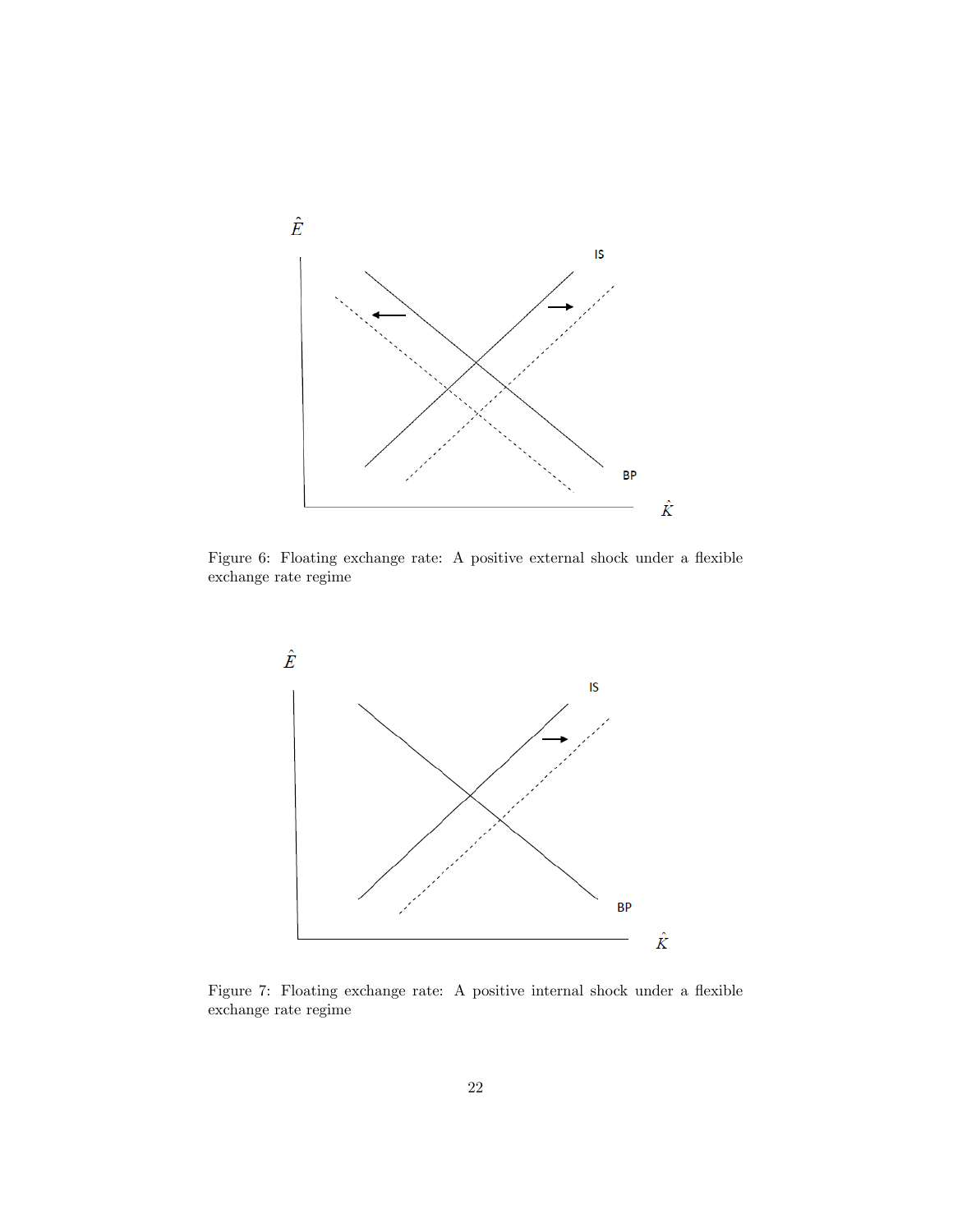$\hat{E}$

IS

BP

$\hat{K}$

Figure 6: Floating exchange rate: A positive external shock under a flexible exchange rate regime

$\hat{E}$

IS

BP

$\hat{K}$

Figure 7: Floating exchange rate: A positive internal shock under a flexible exchange rate regime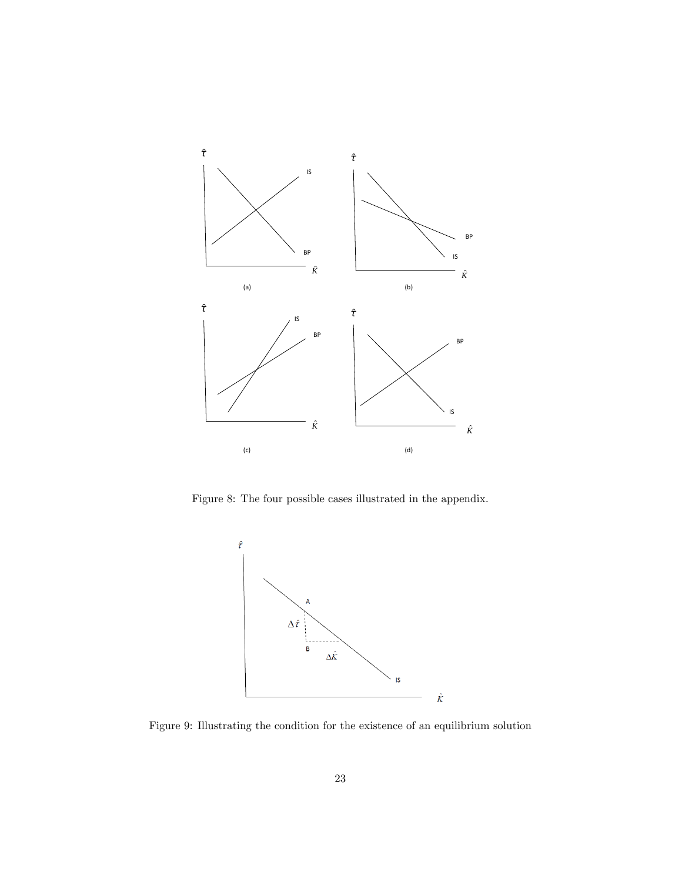$\hat{\tau}$

IS

BP

$\hat{K}$

(a)

$\hat{\tau}$

BP

IS

$\hat{K}$

(b)

$\hat{\tau}$

IS

BP

$\hat{K}$

(c)

$\hat{\tau}$

BP

IS

$\hat{K}$

(d)

Figure 8: The four possible cases illustrated in the appendix.

$\hat{\tau}$

A

$\Delta\hat{\tau}$

B

$\Delta\hat{K}$

IS

$\hat{K}$

Figure 9: Illustrating the condition for the existence of an equilibrium solution